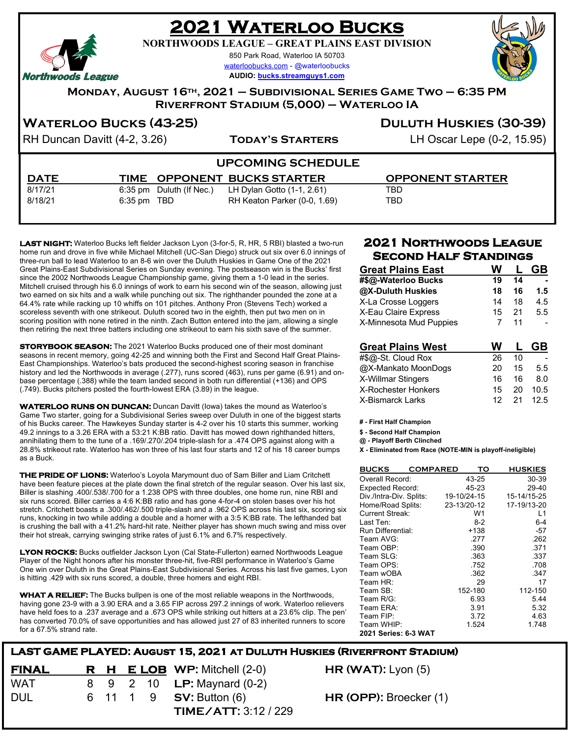# 2021 Waterloo Bucks

**NORTHWOODS LEAGUE – GREAT PLAINS EAST DIVISION**

850 Park Road, Waterloo IA 50703

waterloobucks.com - @waterloobucks

**AUDIO: bucks.streamguys1.com**

## Monday, August 16th, 2021 — Subdivisional Series Game Two — 6:35 PM
## Riverfront Stadium (5,000) — Waterloo IA

| Waterloo Bucks (43-25) | Today's Starters | Duluth Huskies (30-39) |
|---|---|---|
| RH Duncan Davitt (4-2, 3.26) | | LH Oscar Lepe (0-2, 15.95) |

## Upcoming Schedule

| DATE | TIME | OPPONENT | BUCKS STARTER | OPPONENT STARTER |
|---|---|---|---|---|
| 8/17/21 | 6:35 pm | Duluth (If Nec.) | LH Dylan Gotto (1-1, 2.61) | TBD |
| 8/18/21 | 6:35 pm | TBD | RH Keaton Parker (0-0, 1.69) | TBD |

**LAST NIGHT:** Waterloo Bucks left fielder Jackson Lyon (3-for-5, R, HR, 5 RBI) blasted a two-run home run and drove in five while Michael Mitchell (UC-San Diego) struck out six over 6.0 innings of three-run ball to lead Waterloo to an 8-6 win over the Duluth Huskies in Game One of the 2021 Great Plains-East Subdivisional Series on Sunday evening. The postseason win is the Bucks' first since the 2002 Northwoods League Championship game, giving them a 1-0 lead in the series. Mitchell cruised through his 6.0 innings of work to earn his second win of the season, allowing just two earned on six hits and a walk while punching out six. The righthander pounded the zone at a 64.4% rate while racking up 10 whiffs on 101 pitches. Anthony Pron (Stevens Tech) worked a scoreless seventh with one strikeout. Duluth scored two in the eighth, then put two men on in scoring position with none retired in the ninth. Zach Button entered into the jam, allowing a single then retiring the next three batters including one strikeout to earn his sixth save of the summer.

**STORYBOOK SEASON:** The 2021 Waterloo Bucks produced one of their most dominant seasons in recent memory, going 42-25 and winning both the First and Second Half Great Plains-East Championships. Waterloo's bats produced the second-highest scoring season in franchise history and led the Northwoods in average (.277), runs scored (463), runs per game (6.91) and on-base percentage (.388) while the team landed second in both run differential (+136) and OPS (.749). Bucks pitchers posted the fourth-lowest ERA (3.89) in the league.

**WATERLOO RUNS ON DUNCAN:** Duncan Davitt (Iowa) takes the mound as Waterloo's Game Two starter, going for a Subdivisional Series sweep over Duluth in one of the biggest starts of his Bucks career. The Hawkeyes Sunday starter is 4-2 over his 10 starts this summer, working 49.2 innings to a 3.26 ERA with a 53:21 K:BB ratio. Davitt has mowed down righthanded hitters, annihilating them to the tune of a .169/.270/.204 triple-slash for a .474 OPS against along with a 28.8% strikeout rate. Waterloo has won three of his last four starts and 12 of his 18 career bumps as a Buck.

**THE PRIDE OF LIONS:** Waterloo's Loyola Marymount duo of Sam Biller and Liam Critchett have been feature pieces at the plate down the final stretch of the regular season. Over his last six, Biller is slashing .400/.538/.700 for a 1.238 OPS with three doubles, one home run, nine RBI and six runs scored. Biller carries a 4:6 K:BB ratio and has gone 4-for-4 on stolen bases over his hot stretch. Critchett boasts a .300/.462/.500 triple-slash and a .962 OPS across his last six, scoring six runs, knocking in two while adding a double and a homer with a 3:5 K:BB rate. The lefthanded bat is crushing the ball with a 41.2% hard-hit rate. Neither player has shown much swing and miss over their hot streak, carrying swinging strike rates of just 6.1% and 6.7% respectively.

**LYON ROCKS:** Bucks outfielder Jackson Lyon (Cal State-Fullerton) earned Northwoods League Player of the Night honors after his monster three-hit, five-RBI performance in Waterloo's Game One win over Duluth in the Great Plains-East Subdivisional Series. Across his last five games, Lyon is hitting .429 with six runs scored, a double, three homers and eight RBI.

**WHAT A RELIEF:** The Bucks bullpen is one of the most reliable weapons in the Northwoods, having gone 23-9 with a 3.90 ERA and a 3.65 FIP across 297.2 innings of work. Waterloo relievers have held foes to a .237 average and a .673 OPS while striking out hitters at a 23.6% clip. The pen' has converted 70.0% of save opportunities and has allowed just 27 of 83 inherited runners to score for a 67.5% strand rate.

## 2021 Northwoods League Second Half Standings

| Great Plains East | W | L | GB |
|---|---|---|---|
| **#$@-Waterloo Bucks** | **19** | **14** | **-** |
| **@X-Duluth Huskies** | **18** | **16** | **1.5** |
| X-La Crosse Loggers | 14 | 18 | 4.5 |
| X-Eau Claire Express | 15 | 21 | 5.5 |
| X-Minnesota Mud Puppies | 7 | 11 | - |

| Great Plains West | W | L | GB |
|---|---|---|---|
| #$@-St. Cloud Rox | 26 | 10 | - |
| @X-Mankato MoonDogs | 20 | 15 | 5.5 |
| X-Willmar Stingers | 16 | 16 | 8.0 |
| X-Rochester Honkers | 15 | 20 | 10.5 |
| X-Bismarck Larks | 12 | 21 | 12.5 |

**# - First Half Champion**
**$ - Second Half Champion**
**@ - Playoff Berth Clinched**
**X - Eliminated from Race (NOTE-MIN is playoff-ineligible)**

| BUCKS COMPARED TO | | HUSKIES |
|---|---|---|
| Overall Record: | 43-25 | 30-39 |
| Expected Record: | 45-23 | 29-40 |
| Div./Intra-Div. Splits: | 19-10/24-15 | 15-14/15-25 |
| Home/Road Splits: | 23-13/20-12 | 17-19/13-20 |
| Current Streak: | W1 | L1 |
| Last Ten: | 8-2 | 6-4 |
| Run Differential: | +138 | -57 |
| Team AVG: | .277 | .262 |
| Team OBP: | .390 | .371 |
| Team SLG: | .363 | .337 |
| Team OPS: | .752 | .708 |
| Team wOBA | .362 | .347 |
| Team HR: | 29 | 17 |
| Team SB: | 152-180 | 112-150 |
| Team R/G: | 6.93 | 5.44 |
| Team ERA: | 3.91 | 5.32 |
| Team FIP: | 3.72 | 4.63 |
| Team WHIP: | 1.524 | 1.748 |

**2021 Series: 6-3 WAT**

## Last Game Played: August 15, 2021 at Duluth Huskies (Riverfront Stadium)

| FINAL | R | H | E | LOB |
|---|---|---|---|---|
| WAT | 8 | 9 | 2 | 10 |
| DUL | 6 | 11 | 1 | 9 |

**WP:** Mitchell (2-0)
**LP:** Maynard (0-2)
**SV:** Button (6)
**TIME/ATT:** 3:12 / 229

**HR (WAT):** Lyon (5)
**HR (OPP):** Broecker (1)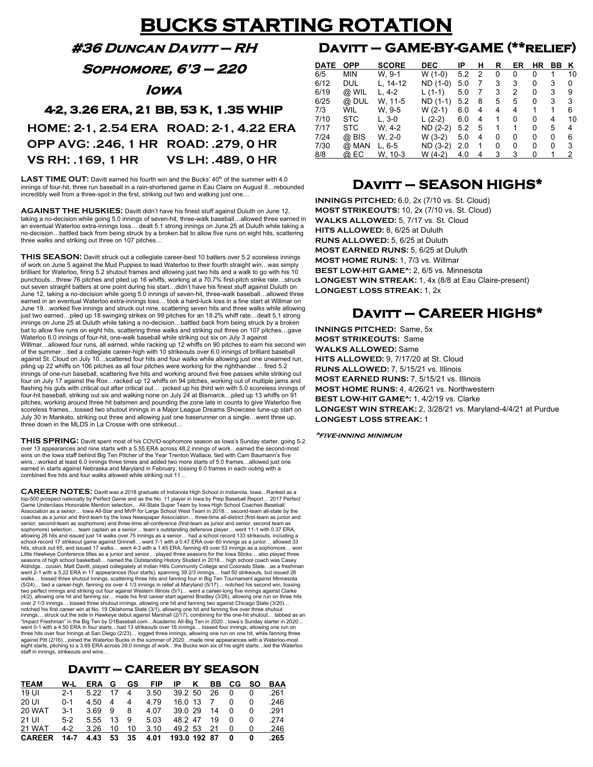# BUCKS STARTING ROTATION

## #36 Duncan Davitt – RH

## Sophomore, 6'3 – 220

## Iowa

### 4-2, 3.26 ERA, 21 BB, 53 K, 1.35 WHIP

**HOME: 2-1, 2.54 ERA ROAD: 2-1, 4.22 ERA**

**OPP AVG: .246, 1 HR ROAD: .279, 0 HR**

**VS RH: .169, 1 HR VS LH: .489, 0 HR**

**LAST TIME OUT:** Davitt earned his fourth win and the Bucks' 40th of the summer with 4.0 innings of four-hit, three run baseball in a rain-shortened game in Eau Claire on August 8…rebounded incredibly well from a three-spot in the first, striking out two and walking just one…

**AGAINST THE HUSKIES:** Davitt didn't have his finest stuff against Duluth on June 12, taking a no-decision while going 5.0 innings of seven-hit, three-walk baseball…allowed three earned in an eventual Waterloo extra-innings loss… dealt 5.1 strong innings on June 25 at Duluth while taking a no-decision…battled back from being struck by a broken bat to allow five runs on eight hits, scattering three walks and striking out three on 107 pitches…

**THIS SEASON:** Davitt struck out a collegiate career-best 10 batters over 5.2 scoreless innings of work on June 5 against the Mud Puppies to lead Waterloo to their fourth straight win…was simply brilliant for Waterloo, firing 5.2 shutout frames and allowing just two hits and a walk to go with his 10 punchouts…threw 76 pitches and piled up 16 whiffs, working at a 70.7% first-pitch strike rate…struck out seven straight batters at one point during his start…didn't have his finest stuff against Duluth on June 12, taking a no-decision while going 5.0 innings of seven-hit, three-walk baseball…allowed three earned in an eventual Waterloo extra-innings loss… took a hard-luck loss in a fine start at Willmar on June 19…worked five innings and struck out nine, scattering seven hits and three walks while allowing just two earned…piled up 18 swinging strikes on 99 pitches for an 18.2% whiff rate…dealt 5.1 strong innings on June 25 at Duluth while taking a no-decision…battled back from being struck by a broken bat to allow five runs on eight hits, scattering three walks and striking out three on 107 pitches…gave Waterloo 6.0 innings of four-hit, one-walk baseball while striking out six on July 3 against Willmar…allowed four runs, all earned, while racking up 12 whiffs on 90 pitches to earn his second win of the summer…tied a collegiate career-high with 10 strikeouts over 6.0 innings of brilliant baseball against St. Cloud on July 10…scattered four hits and four walks while allowing just one unearned run, piling up 22 whiffs on 106 pitches as all four pitches were working for the righthander… fired 5.2 innings of one-run baseball, scattering five hits and working around five free passes while striking out four on July 17 against the Rox…racked up 12 whiffs on 94 pitches, working out of multiple jams and flashing his guts with critical out after critical out… picked up his third win with 5.0 scoreless innings of four-hit baseball, striking out six and walking none on July 24 at Bismarck…piled up 13 whiffs on 91 pitches, working around three hit batsmen and pounding the zone late in counts to give Waterloo five scoreless frames…tossed two shutout innings in a Major League Dreams Showcase tune-up start on July 30 in Mankato, striking out three and allowing just one baserunner on a single…went three up, three down in the MLDS in La Crosse with one strikeout…

**THIS SPRING:** Davitt spent most of his COVID-sophomore season as Iowa's Sunday starter, going 5-2 over 13 appearances and nine starts with a 5.55 ERA across 48.2 innings of work…earned the second-most wins on the Iowa staff behind Big Ten Pitcher of the Year Trenton Wallace, tied with Cam Baumann's five wins…worked at least 6.0 innings three times and added two more starts of 5.0 frames…allowed just one earned in starts against Nebraska and Maryland in February, tossing 6.0 frames in each outing with a combined five hits and four walks allowed while striking out 11…

**CAREER NOTES:** Davitt was a 2018 graduate of Indianola High School in Indianola, Iowa…Ranked as a top-500 prospect nationally by Perfect Game and as the No. 11 player in Iowa by Prep Baseball Report… 2017 Perfect Game Underclass Honorable Mention selection… All-State Super Team by Iowa High School Coaches Baseball Association as a senior… Iowa All-Star and MVP for Large School West Team in 2018… second-team all-state by the coaches as a junior and third-team by the Iowa Newspaper Association… three-time all-district (first-team as junior and senior, second-team as sophomore) and three-time all-conference (first-team as junior and senior, second team as sophomore) selection… team captain as a senior… team's outstanding defensive player… went 11-1 with 0.37 ERA, allowing 26 hits and issued just 14 walks over 75 innings as a senior… had a school record 133 strikeouts, including a school-record 17 strikeout game against Grinnell… went 7-1 with a 0.47 ERA over 60 innings as a junior… allowed 33 hits, struck out 65, and issued 17 walks… went 4-3 with a 1.45 ERA, fanning 49 over 53 innings as a sophomore… won Little Hawkeye Conference titles as a junior and senior… played three seasons for the Iowa Sticks… also played three seasons of high school basketball… named the Outstanding History Student in 2018… high school coach was Casey Aldridge…cousin, Matt Davitt, played collegiately at Indian Hills Community College and Colorado State…as a freshman went 2-1 with a 5.22 ERA in 17 appearances (four starts), spanning 39 2/3 innings… had 50 strikeouts, but issued 26 walks… tossed three shutout innings, scattering three hits and fanning four in Big Ten Tournament against Minnesota (5/24)… tied a career-high, fanning six over 4 1/3 innings in relief at Maryland (5/17)… notched his second win, tossing two perfect innings and striking out four against Western Illinois (5/1)… went a career-long five innings against Clarke (4/2), allowing one hit and fanning six… made his first career start against Bradley (3/26), allowing one run on three hits over 2 1/3 innings… tossed three shutout innings, allowing one hit and fanning two against Chicago State (3/20)… notched his first career win at No. 19 Oklahoma State (3/1), allowing one hit and fanning five over three shutout innings… struck out the side in Hawkeye debut against Marshall (2/17), combining for the one-hit shutout… tabbed as an "Impact Freshman" in the Big Ten by D1Baseball.com…Academic All-Big Ten in 2020…Iowa's Sunday starter in 2020…went 0-1 with a 4.50 ERA in four starts…had 13 strikeouts over 16 innings… tossed four innings, allowing one run on three hits over four innings at San Diego (2/23)… logged three innings, allowing one run on one hit, while fanning three against Pitt (2/16)…joined the Waterloo Bucks in the summer of 2020…made nine appearances with a Waterloo-most eight starts, pitching to a 3.69 ERA across 39.0 innings of work…the Bucks won six of his eight starts…led the Waterloo staff in innings, strikeouts and wins…

## Davitt – CAREER BY SEASON

| TEAM | W-L | ERA | G | GS | FIP | IP | K | BB | CG | SO | BAA |
|---|---|---|---|---|---|---|---|---|---|---|---|
| 19 UI | 2-1 | 5.22 | 17 | 4 | 3.50 | 39.2 | 50 | 26 | 0 | 0 | .261 |
| 20 UI | 0-1 | 4.50 | 4 | 4 | 4.79 | 16.0 | 13 | 7 | 0 | 0 | .246 |
| 20 WAT | 3-1 | 3.69 | 9 | 8 | 4.07 | 39.0 | 29 | 14 | 0 | 0 | .291 |
| 21 UI | 5-2 | 5.55 | 13 | 9 | 5.03 | 48.2 | 47 | 19 | 0 | 0 | .274 |
| 21 WAT | 4-2 | 3.26 | 10 | 10 | 3.10 | 49.2 | 53 | 21 | 0 | 0 | .246 |
| **CAREER** | **14-7** | **4.43** | **53** | **35** | **4.01** | **193.0** | **192** | **87** | **0** | **0** | **.265** |

## Davitt – GAME-BY-GAME (**relief)

| DATE | OPP | SCORE | DEC | IP | H | R | ER | HR | BB | K |
|---|---|---|---|---|---|---|---|---|---|---|
| 6/5 | MIN | W, 9-1 | W (1-0) | 5.2 | 2 | 0 | 0 | 0 | 1 | 10 |
| 6/12 | DUL | L, 14-12 | ND (1-0) | 5.0 | 7 | 3 | 3 | 0 | 3 | 0 |
| 6/19 | @ WIL | L, 4-2 | L (1-1) | 5.0 | 7 | 3 | 2 | 0 | 3 | 9 |
| 6/25 | @ DUL | W, 11-5 | ND (1-1) | 5.2 | 8 | 5 | 5 | 0 | 3 | 3 |
| 7/3 | WIL | W, 9-5 | W (2-1) | 6.0 | 4 | 4 | 4 | 1 | 1 | 6 |
| 7/10 | STC | L, 3-0 | L (2-2) | 6.0 | 4 | 1 | 0 | 0 | 4 | 10 |
| 7/17 | STC | W, 4-2 | ND (2-2) | 5.2 | 5 | 1 | 1 | 0 | 5 | 4 |
| 7/24 | @ BIS | W, 2-0 | W (3-2) | 5.0 | 4 | 0 | 0 | 0 | 0 | 6 |
| 7/30 | @ MAN | L, 6-5 | ND (3-2) | 2.0 | 1 | 0 | 0 | 0 | 0 | 3 |
| 8/8 | @ EC | W, 10-3 | W (4-2) | 4.0 | 4 | 3 | 3 | 0 | 1 | 2 |

## Davitt – SEASON HIGHS*

**INNINGS PITCHED:** 6.0, 2x (7/10 vs. St. Cloud)
**MOST STRIKEOUTS:** 10, 2x (7/10 vs. St. Cloud)
**WALKS ALLOWED:** 5, 7/17 vs. St. Cloud
**HITS ALLOWED:** 8, 6/25 at Duluth
**RUNS ALLOWED:** 5, 6/25 at Duluth
**MOST EARNED RUNS:** 5, 6/25 at Duluth
**MOST HOME RUNS:** 1, 7/3 vs. Willmar
**BEST LOW-HIT GAME^:** 2, 6/5 vs. Minnesota
**LONGEST WIN STREAK:** 1, 4x (8/8 at Eau Claire-present)
**LONGEST LOSS STREAK:** 1, 2x

## Davitt – CAREER HIGHS*

**INNINGS PITCHED:** Same, 5x
**MOST STRIKEOUTS:** Same
**WALKS ALLOWED:** Same
**HITS ALLOWED:** 9, 7/17/20 at St. Cloud
**RUNS ALLOWED:** 7, 5/15/21 vs. Illinois
**MOST EARNED RUNS:** 7, 5/15/21 vs. Illinois
**MOST HOME RUNS:** 4, 4/26/21 vs. Northwestern
**BEST LOW-HIT GAME^:** 1, 4/2/19 vs. Clarke
**LONGEST WIN STREAK:** 2, 3/28/21 vs. Maryland-4/4/21 at Purdue
**LONGEST LOSS STREAK:** 1

*^five-inning minimum*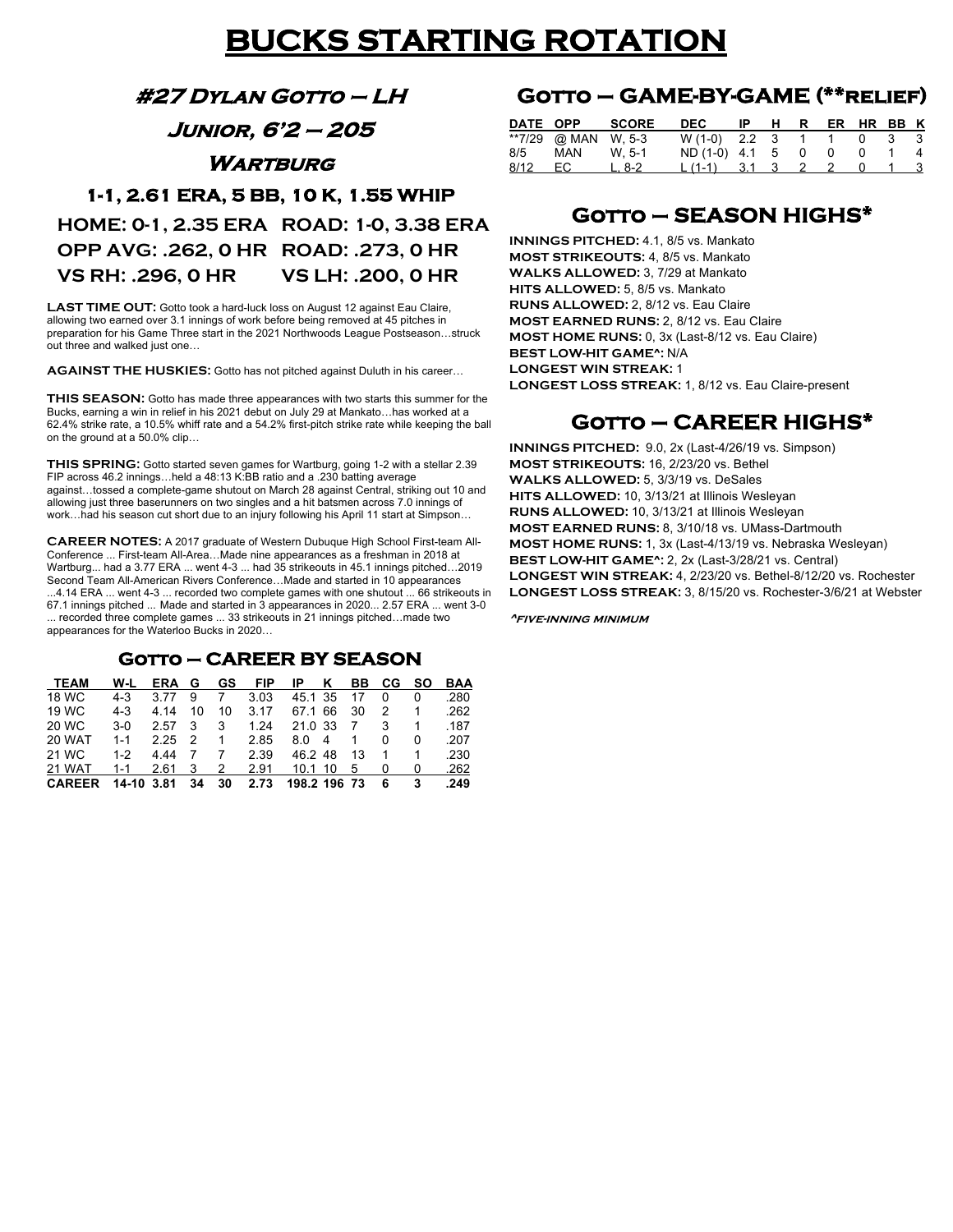# BUCKS STARTING ROTATION

## #27 Dylan Gotto – LH

## Junior, 6'2 – 205

## Wartburg

### 1-1, 2.61 ERA, 5 BB, 10 K, 1.55 WHIP

**HOME: 0-1, 2.35 ERA ROAD: 1-0, 3.38 ERA**

**OPP AVG: .262, 0 HR ROAD: .273, 0 HR**

**VS RH: .296, 0 HR VS LH: .200, 0 HR**

**LAST TIME OUT:** Gotto took a hard-luck loss on August 12 against Eau Claire, allowing two earned over 3.1 innings of work before being removed at 45 pitches in preparation for his Game Three start in the 2021 Northwoods League Postseason…struck out three and walked just one…

**AGAINST THE HUSKIES:** Gotto has not pitched against Duluth in his career…

**THIS SEASON:** Gotto has made three appearances with two starts this summer for the Bucks, earning a win in relief in his 2021 debut on July 29 at Mankato…has worked at a 62.4% strike rate, a 10.5% whiff rate and a 54.2% first-pitch strike rate while keeping the ball on the ground at a 50.0% clip…

**THIS SPRING:** Gotto started seven games for Wartburg, going 1-2 with a stellar 2.39 FIP across 46.2 innings…held a 48:13 K:BB ratio and a .230 batting average against…tossed a complete-game shutout on March 28 against Central, striking out 10 and allowing just three baserunners on two singles and a hit batsmen across 7.0 innings of work…had his season cut short due to an injury following his April 11 start at Simpson…

**CAREER NOTES:** A 2017 graduate of Western Dubuque High School First-team All-Conference ... First-team All-Area…Made nine appearances as a freshman in 2018 at Wartburg... had a 3.77 ERA ... went 4-3 ... had 35 strikeouts in 45.1 innings pitched…2019 Second Team All-American Rivers Conference…Made and started in 10 appearances ...4.14 ERA ... went 4-3 ... recorded two complete games with one shutout ... 66 strikeouts in 67.1 innings pitched ... Made and started in 3 appearances in 2020... 2.57 ERA ... went 3-0 ... recorded three complete games ... 33 strikeouts in 21 innings pitched…made two appearances for the Waterloo Bucks in 2020…

### Gotto – CAREER BY SEASON

| TEAM | W-L | ERA | G | GS | FIP | IP | K | BB | CG | SO | BAA |
|---|---|---|---|---|---|---|---|---|---|---|---|
| 18 WC | 4-3 | 3.77 | 9 | 7 | 3.03 | 45.1 | 35 | 17 | 0 | 0 | .280 |
| 19 WC | 4-3 | 4.14 | 10 | 10 | 3.17 | 67.1 | 66 | 30 | 2 | 1 | .262 |
| 20 WC | 3-0 | 2.57 | 3 | 3 | 1.24 | 21.0 | 33 | 7 | 3 | 1 | .187 |
| 20 WAT | 1-1 | 2.25 | 2 | 1 | 2.85 | 8.0 | 4 | 1 | 0 | 0 | .207 |
| 21 WC | 1-2 | 4.44 | 7 | 7 | 2.39 | 46.2 | 48 | 13 | 1 | 1 | .230 |
| 21 WAT | 1-1 | 2.61 | 3 | 2 | 2.91 | 10.1 | 10 | 5 | 0 | 0 | .262 |
| **CAREER** | **14-10** | **3.81** | **34** | **30** | **2.73** | **198.2** | **196** | **73** | **6** | **3** | **.249** |

### Gotto – GAME-BY-GAME (**relief)

| DATE | OPP | SCORE | DEC | IP | H | R | ER | HR | BB | K |
|---|---|---|---|---|---|---|---|---|---|---|
| **7/29 | @ MAN | W, 5-3 | W (1-0) | 2.2 | 3 | 1 | 1 | 0 | 3 | 3 |
| 8/5 | MAN | W, 5-1 | ND (1-0) | 4.1 | 5 | 0 | 0 | 0 | 1 | 4 |
| 8/12 | EC | L, 8-2 | L (1-1) | 3.1 | 3 | 2 | 2 | 0 | 1 | 3 |

### Gotto – SEASON HIGHS*

**INNINGS PITCHED:** 4.1, 8/5 vs. Mankato
**MOST STRIKEOUTS:** 4, 8/5 vs. Mankato
**WALKS ALLOWED:** 3, 7/29 at Mankato
**HITS ALLOWED:** 5, 8/5 vs. Mankato
**RUNS ALLOWED:** 2, 8/12 vs. Eau Claire
**MOST EARNED RUNS:** 2, 8/12 vs. Eau Claire
**MOST HOME RUNS:** 0, 3x (Last-8/12 vs. Eau Claire)
**BEST LOW-HIT GAME^:** N/A
**LONGEST WIN STREAK:** 1
**LONGEST LOSS STREAK:** 1, 8/12 vs. Eau Claire-present

### Gotto – CAREER HIGHS*

**INNINGS PITCHED:** 9.0, 2x (Last-4/26/19 vs. Simpson)
**MOST STRIKEOUTS:** 16, 2/23/20 vs. Bethel
**WALKS ALLOWED:** 5, 3/3/19 vs. DeSales
**HITS ALLOWED:** 10, 3/13/21 at Illinois Wesleyan
**RUNS ALLOWED:** 10, 3/13/21 at Illinois Wesleyan
**MOST EARNED RUNS:** 8, 3/10/18 vs. UMass-Dartmouth
**MOST HOME RUNS:** 1, 3x (Last-4/13/19 vs. Nebraska Wesleyan)
**BEST LOW-HIT GAME^:** 2, 2x (Last-3/28/21 vs. Central)
**LONGEST WIN STREAK:** 4, 2/23/20 vs. Bethel-8/12/20 vs. Rochester
**LONGEST LOSS STREAK:** 3, 8/15/20 vs. Rochester-3/6/21 at Webster

*^five-inning minimum*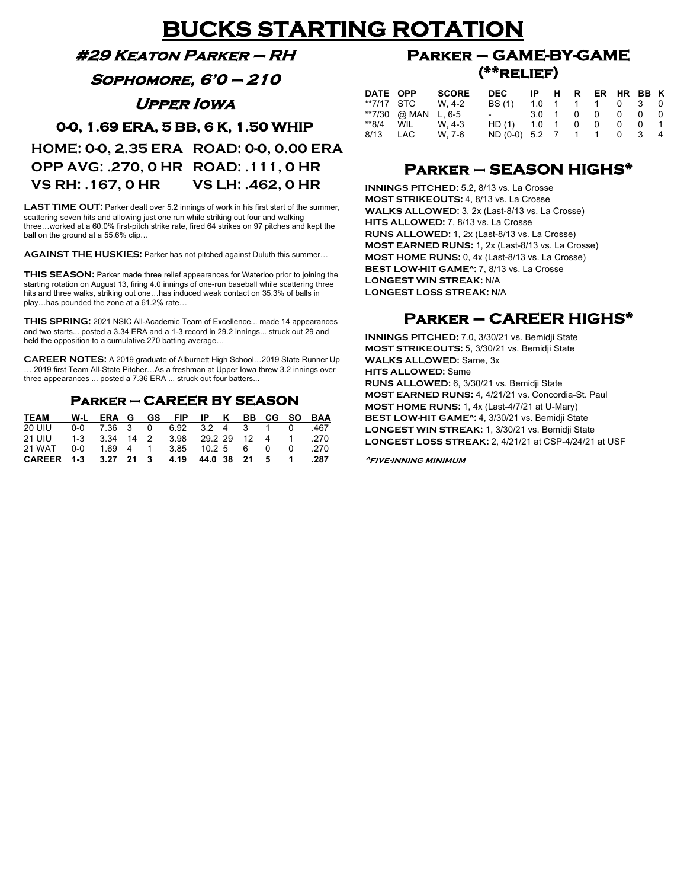# BUCKS STARTING ROTATION

## #29 Keaton Parker – RH

## Sophomore, 6'0 – 210

## Upper Iowa

### 0-0, 1.69 ERA, 5 BB, 6 K, 1.50 WHIP

**HOME: 0-0, 2.35 ERA ROAD: 0-0, 0.00 ERA**

**OPP AVG: .270, 0 HR ROAD: .111, 0 HR**

**VS RH: .167, 0 HR VS LH: .462, 0 HR**

**LAST TIME OUT:** Parker dealt over 5.2 innings of work in his first start of the summer, scattering seven hits and allowing just one run while striking out four and walking three…worked at a 60.0% first-pitch strike rate, fired 64 strikes on 97 pitches and kept the ball on the ground at a 55.6% clip…

**AGAINST THE HUSKIES:** Parker has not pitched against Duluth this summer…

**THIS SEASON:** Parker made three relief appearances for Waterloo prior to joining the starting rotation on August 13, firing 4.0 innings of one-run baseball while scattering three hits and three walks, striking out one…has induced weak contact on 35.3% of balls in play…has pounded the zone at a 61.2% rate…

**THIS SPRING:** 2021 NSIC All-Academic Team of Excellence... made 14 appearances and two starts... posted a 3.34 ERA and a 1-3 record in 29.2 innings... struck out 29 and held the opposition to a cumulative.270 batting average…

**CAREER NOTES:** A 2019 graduate of Alburnett High School…2019 State Runner Up … 2019 first Team All-State Pitcher…As a freshman at Upper Iowa threw 3.2 innings over three appearances ... posted a 7.36 ERA ... struck out four batters...

## Parker – CAREER BY SEASON

| TEAM | W-L | ERA | G | GS | FIP | IP | K | BB | CG | SO | BAA |
|---|---|---|---|---|---|---|---|---|---|---|---|
| 20 UIU | 0-0 | 7.36 | 3 | 0 | 6.92 | 3.2 | 4 | 3 | 1 | 0 | .467 |
| 21 UIU | 1-3 | 3.34 | 14 | 2 | 3.98 | 29.2 | 29 | 12 | 4 | 1 | .270 |
| 21 WAT | 0-0 | 1.69 | 4 | 1 | 3.85 | 10.2 | 5 | 6 | 0 | 0 | .270 |
| **CAREER** | **1-3** | **3.27** | **21** | **3** | **4.19** | **44.0** | **38** | **21** | **5** | **1** | **.287** |

## Parker – GAME-BY-GAME (**relief)

| DATE | OPP | SCORE | DEC | IP | H | R | ER | HR | BB | K |
|---|---|---|---|---|---|---|---|---|---|---|
| **7/17 | STC | W, 4-2 | BS (1) | 1.0 | 1 | 1 | 1 | 0 | 3 | 0 |
| **7/30 | @ MAN | L, 6-5 | - | 3.0 | 1 | 0 | 0 | 0 | 0 | 0 |
| **8/4 | WIL | W, 4-3 | HD (1) | 1.0 | 1 | 0 | 0 | 0 | 0 | 1 |
| 8/13 | LAC | W, 7-6 | ND (0-0) | 5.2 | 7 | 1 | 1 | 0 | 3 | 4 |

## Parker – SEASON HIGHS*

**INNINGS PITCHED:** 5.2, 8/13 vs. La Crosse
**MOST STRIKEOUTS:** 4, 8/13 vs. La Crosse
**WALKS ALLOWED:** 3, 2x (Last-8/13 vs. La Crosse)
**HITS ALLOWED:** 7, 8/13 vs. La Crosse
**RUNS ALLOWED:** 1, 2x (Last-8/13 vs. La Crosse)
**MOST EARNED RUNS:** 1, 2x (Last-8/13 vs. La Crosse)
**MOST HOME RUNS:** 0, 4x (Last-8/13 vs. La Crosse)
**BEST LOW-HIT GAME^:** 7, 8/13 vs. La Crosse
**LONGEST WIN STREAK:** N/A
**LONGEST LOSS STREAK:** N/A

## Parker – CAREER HIGHS*

**INNINGS PITCHED:** 7.0, 3/30/21 vs. Bemidji State
**MOST STRIKEOUTS:** 5, 3/30/21 vs. Bemidji State
**WALKS ALLOWED:** Same, 3x
**HITS ALLOWED:** Same
**RUNS ALLOWED:** 6, 3/30/21 vs. Bemidji State
**MOST EARNED RUNS:** 4, 4/21/21 vs. Concordia-St. Paul
**MOST HOME RUNS:** 1, 4x (Last-4/7/21 at U-Mary)
**BEST LOW-HIT GAME^:** 4, 3/30/21 vs. Bemidji State
**LONGEST WIN STREAK:** 1, 3/30/21 vs. Bemidji State
**LONGEST LOSS STREAK:** 2, 4/21/21 at CSP-4/24/21 at USF

^FIVE-INNING MINIMUM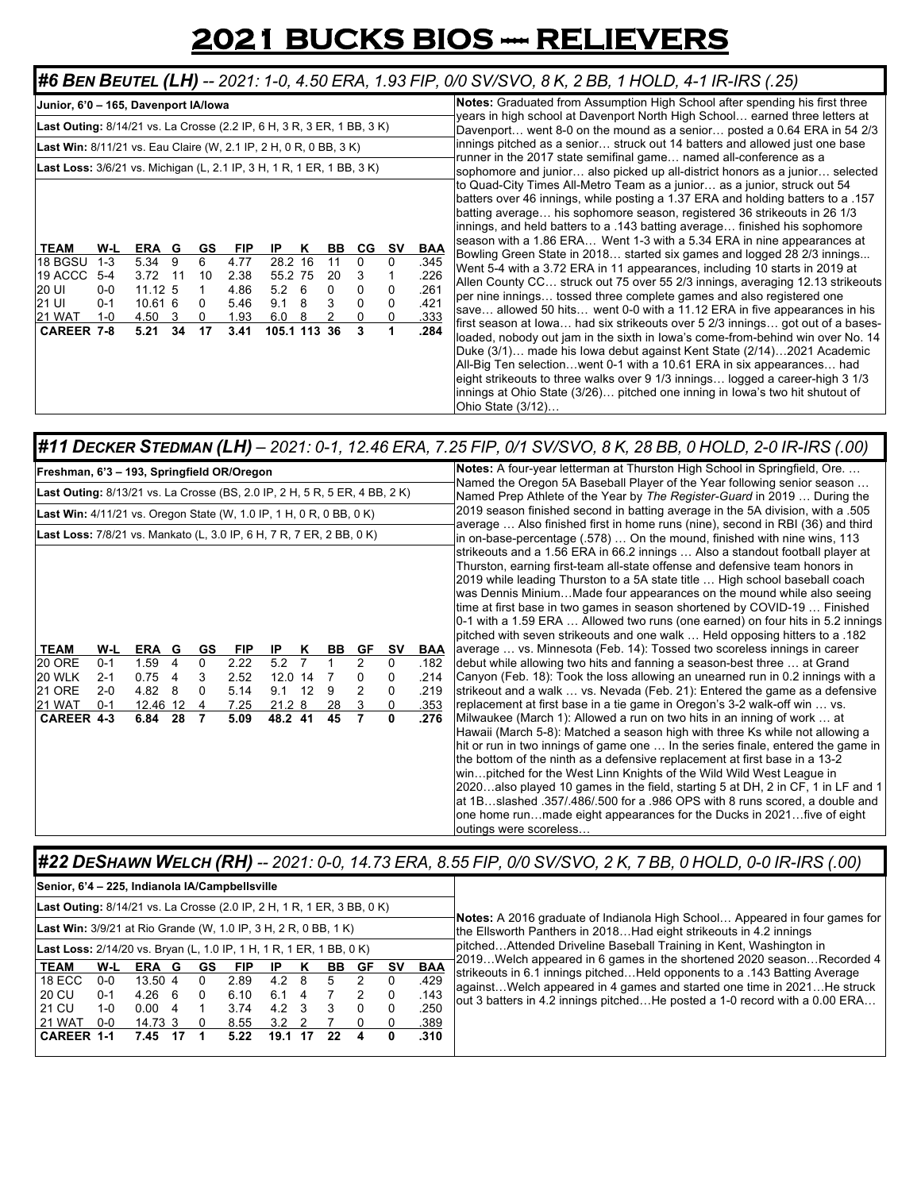# 2021 BUCKS BIOS --- RELIEVERS

## #6 *BEN BEUTEL (LH)* -- *2021: 1-0, 4.50 ERA, 1.93 FIP, 0/0 SV/SVO, 8 K, 2 BB, 1 HOLD, 4-1 IR-IRS (.25)*

**Junior, 6'0 – 165, Davenport IA/Iowa**

**Last Outing:** 8/14/21 vs. La Crosse (2.2 IP, 6 H, 3 R, 3 ER, 1 BB, 3 K)

**Last Win:** 8/11/21 vs. Eau Claire (W, 2.1 IP, 2 H, 0 R, 0 BB, 3 K)

**Last Loss:** 3/6/21 vs. Michigan (L, 2.1 IP, 3 H, 1 R, 1 ER, 1 BB, 3 K)

| TEAM | W-L | ERA | G | GS | FIP | IP | K | BB | CG | SV | BAA |
|---|---|---|---|---|---|---|---|---|---|---|---|
| 18 BGSU | 1-3 | 5.34 | 9 | 6 | 4.77 | 28.2 | 16 | 11 | 0 | 0 | .345 |
| 19 ACCC | 5-4 | 3.72 | 11 | 10 | 2.38 | 55.2 | 75 | 20 | 3 | 1 | .226 |
| 20 UI | 0-0 | 11.12 | 5 | 1 | 4.86 | 5.2 | 6 | 0 | 0 | 0 | .261 |
| 21 UI | 0-1 | 10.61 | 6 | 0 | 5.46 | 9.1 | 8 | 3 | 0 | 0 | .421 |
| 21 WAT | 1-0 | 4.50 | 3 | 0 | 1.93 | 6.0 | 8 | 2 | 0 | 0 | .333 |
| **CAREER** | **7-8** | **5.21** | **34** | **17** | **3.41** | **105.1** | **113** | **36** | **3** | **1** | **.284** |

**Notes:** Graduated from Assumption High School after spending his first three years in high school at Davenport North High School… earned three letters at Davenport… went 8-0 on the mound as a senior… posted a 0.64 ERA in 54 2/3 innings pitched as a senior… struck out 14 batters and allowed just one base runner in the 2017 state semifinal game… named all-conference as a sophomore and junior… also picked up all-district honors as a junior… selected to Quad-City Times All-Metro Team as a junior… as a junior, struck out 54 batters over 46 innings, while posting a 1.37 ERA and holding batters to a .157 batting average… his sophomore season, registered 36 strikeouts in 26 1/3 innings, and held batters to a .143 batting average… finished his sophomore season with a 1.86 ERA… Went 1-3 with a 5.34 ERA in nine appearances at Bowling Green State in 2018… started six games and logged 28 2/3 innings... Went 5-4 with a 3.72 ERA in 11 appearances, including 10 starts in 2019 at Allen County CC… struck out 75 over 55 2/3 innings, averaging 12.13 strikeouts per nine innings… tossed three complete games and also registered one save… allowed 50 hits… went 0-0 with a 11.12 ERA in five appearances in his first season at Iowa… had six strikeouts over 5 2/3 innings… got out of a bases-loaded, nobody out jam in the sixth in Iowa's come-from-behind win over No. 14 Duke (3/1)… made his Iowa debut against Kent State (2/14)…2021 Academic All-Big Ten selection…went 0-1 with a 10.61 ERA in six appearances… had eight strikeouts to three walks over 9 1/3 innings… logged a career-high 3 1/3 innings at Ohio State (3/26)… pitched one inning in Iowa's two hit shutout of Ohio State (3/12)…

## #11 *DECKER STEDMAN (LH)* – *2021: 0-1, 12.46 ERA, 7.25 FIP, 0/1 SV/SVO, 8 K, 28 BB, 0 HOLD, 2-0 IR-IRS (.00)*

**Freshman, 6'3 – 193, Springfield OR/Oregon**

**Last Outing:** 8/13/21 vs. La Crosse (BS, 2.0 IP, 2 H, 5 R, 5 ER, 4 BB, 2 K)

**Last Win:** 4/11/21 vs. Oregon State (W, 1.0 IP, 1 H, 0 R, 0 BB, 0 K)

**Last Loss:** 7/8/21 vs. Mankato (L, 3.0 IP, 6 H, 7 R, 7 ER, 2 BB, 0 K)

| TEAM | W-L | ERA | G | GS | FIP | IP | K | BB | GF | SV | BAA |
|---|---|---|---|---|---|---|---|---|---|---|---|
| 20 ORE | 0-1 | 1.59 | 4 | 0 | 2.22 | 5.2 | 7 | 1 | 2 | 0 | .182 |
| 20 WLK | 2-1 | 0.75 | 4 | 3 | 2.52 | 12.0 | 14 | 7 | 0 | 0 | .214 |
| 21 ORE | 2-0 | 4.82 | 8 | 0 | 5.14 | 9.1 | 12 | 9 | 2 | 0 | .219 |
| 21 WAT | 0-1 | 12.46 | 12 | 4 | 7.25 | 21.2 | 8 | 28 | 3 | 0 | .353 |
| **CAREER** | **4-3** | **6.84** | **28** | **7** | **5.09** | **48.2** | **41** | **45** | **7** | **0** | **.276** |

**Notes:** A four-year letterman at Thurston High School in Springfield, Ore. … Named the Oregon 5A Baseball Player of the Year following senior season … Named Prep Athlete of the Year by *The Register-Guard* in 2019 … During the 2019 season finished second in batting average in the 5A division, with a .505 average … Also finished first in home runs (nine), second in RBI (36) and third in on-base-percentage (.578) … On the mound, finished with nine wins, 113 strikeouts and a 1.56 ERA in 66.2 innings … Also a standout football player at Thurston, earning first-team all-state offense and defensive team honors in 2019 while leading Thurston to a 5A state title … High school baseball coach was Dennis Minium…Made four appearances on the mound while also seeing time at first base in two games in season shortened by COVID-19 … Finished 0-1 with a 1.59 ERA … Allowed two runs (one earned) on four hits in 5.2 innings pitched with seven strikeouts and one walk … Held opposing hitters to a .182 average … vs. Minnesota (Feb. 14): Tossed two scoreless innings in career debut while allowing two hits and fanning a season-best three … at Grand Canyon (Feb. 18): Took the loss allowing an unearned run in 0.2 innings with a strikeout and a walk … vs. Nevada (Feb. 21): Entered the game as a defensive replacement at first base in a tie game in Oregon's 3-2 walk-off win … vs. Milwaukee (March 1): Allowed a run on two hits in an inning of work … at Hawaii (March 5-8): Matched a season high with three Ks while not allowing a hit or run in two innings of game one … In the series finale, entered the game in the bottom of the ninth as a defensive replacement at first base in a 13-2 win…pitched for the West Linn Knights of the Wild Wild West League in 2020…also played 10 games in the field, starting 5 at DH, 2 in CF, 1 in LF and 1 at 1B…slashed .357/.486/.500 for a .986 OPS with 8 runs scored, a double and one home run…made eight appearances for the Ducks in 2021…five of eight outings were scoreless…

## #22 *DESHAWN WELCH (RH)* -- *2021: 0-0, 14.73 ERA, 8.55 FIP, 0/0 SV/SVO, 2 K, 7 BB, 0 HOLD, 0-0 IR-IRS (.00)*

**Senior, 6'4 – 225, Indianola IA/Campbellsville**

**Last Outing:** 8/14/21 vs. La Crosse (2.0 IP, 2 H, 1 R, 1 ER, 3 BB, 0 K)

**Last Win:** 3/9/21 at Rio Grande (W, 1.0 IP, 3 H, 2 R, 0 BB, 1 K)

**Last Loss:** 2/14/20 vs. Bryan (L, 1.0 IP, 1 H, 1 R, 1 ER, 1 BB, 0 K)

| TEAM | W-L | ERA | G | GS | FIP | IP | K | BB | GF | SV | BAA |
|---|---|---|---|---|---|---|---|---|---|---|---|
| 18 ECC | 0-0 | 13.50 | 4 | 0 | 2.89 | 4.2 | 8 | 5 | 2 | 0 | .429 |
| 20 CU | 0-1 | 4.26 | 6 | 0 | 6.10 | 6.1 | 4 | 7 | 2 | 0 | .143 |
| 21 CU | 1-0 | 0.00 | 4 | 1 | 3.74 | 4.2 | 3 | 3 | 0 | 0 | .250 |
| 21 WAT | 0-0 | 14.73 | 3 | 0 | 8.55 | 3.2 | 2 | 7 | 0 | 0 | .389 |
| **CAREER** | **1-1** | **7.45** | **17** | **1** | **5.22** | **19.1** | **17** | **22** | **4** | **0** | **.310** |

**Notes:** A 2016 graduate of Indianola High School… Appeared in four games for the Ellsworth Panthers in 2018…Had eight strikeouts in 4.2 innings pitched…Attended Driveline Baseball Training in Kent, Washington in 2019…Welch appeared in 6 games in the shortened 2020 season…Recorded 4 strikeouts in 6.1 innings pitched…Held opponents to a .143 Batting Average against…Welch appeared in 4 games and started one time in 2021…He struck out 3 batters in 4.2 innings pitched…He posted a 1-0 record with a 0.00 ERA…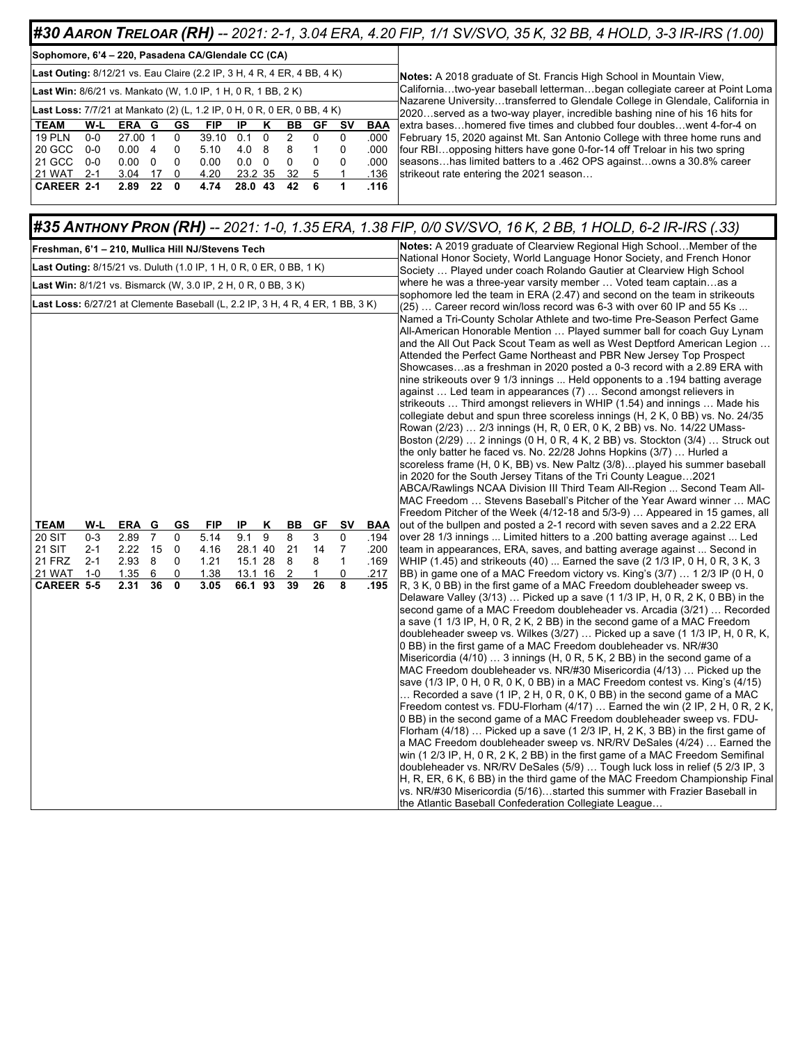# #30 Aaron Treloar (RH) -- 2021: 2-1, 3.04 ERA, 4.20 FIP, 1/1 SV/SVO, 35 K, 32 BB, 4 HOLD, 3-3 IR-IRS (1.00)

**Sophomore, 6'4 – 220, Pasadena CA/Glendale CC (CA)**

**Last Outing:** 8/12/21 vs. Eau Claire (2.2 IP, 3 H, 4 R, 4 ER, 4 BB, 4 K)

**Last Win:** 8/6/21 vs. Mankato (W, 1.0 IP, 1 H, 0 R, 1 BB, 2 K)

**Last Loss:** 7/7/21 at Mankato (2) (L, 1.2 IP, 0 H, 0 R, 0 ER, 0 BB, 4 K)

| TEAM | W-L | ERA | G | GS | FIP | IP | K | BB | GF | SV | BAA |
|---|---|---|---|---|---|---|---|---|---|---|---|
| 19 PLN | 0-0 | 27.00 | 1 | 0 | 39.10 | 0.1 | 0 | 2 | 0 | 0 | .000 |
| 20 GCC | 0-0 | 0.00 | 4 | 0 | 5.10 | 4.0 | 8 | 8 | 1 | 0 | .000 |
| 21 GCC | 0-0 | 0.00 | 0 | 0 | 0.00 | 0.0 | 0 | 0 | 0 | 0 | .000 |
| 21 WAT | 2-1 | 3.04 | 17 | 0 | 4.20 | 23.2 | 35 | 32 | 5 | 1 | .136 |
| **CAREER** | **2-1** | **2.89** | **22** | **0** | **4.74** | **28.0** | **43** | **42** | **6** | **1** | **.116** |

**Notes:** A 2018 graduate of St. Francis High School in Mountain View, California…two-year baseball letterman…began collegiate career at Point Loma Nazarene University…transferred to Glendale College in Glendale, California in 2020…served as a two-way player, incredible bashing nine of his 16 hits for extra bases…homered five times and clubbed four doubles…went 4-for-4 on February 15, 2020 against Mt. San Antonio College with three home runs and four RBI…opposing hitters have gone 0-for-14 off Treloar in his two spring seasons…has limited batters to a .462 OPS against…owns a 30.8% career strikeout rate entering the 2021 season…

# #35 Anthony Pron (RH) -- 2021: 1-0, 1.35 ERA, 1.38 FIP, 0/0 SV/SVO, 16 K, 2 BB, 1 HOLD, 6-2 IR-IRS (.33)

**Freshman, 6'1 – 210, Mullica Hill NJ/Stevens Tech**

**Last Outing:** 8/15/21 vs. Duluth (1.0 IP, 1 H, 0 R, 0 ER, 0 BB, 1 K)

**Last Win:** 8/1/21 vs. Bismarck (W, 3.0 IP, 2 H, 0 R, 0 BB, 3 K)

**Last Loss:** 6/27/21 at Clemente Baseball (L, 2.2 IP, 3 H, 4 R, 4 ER, 1 BB, 3 K)

| TEAM | W-L | ERA | G | GS | FIP | IP | K | BB | GF | SV | BAA |
|---|---|---|---|---|---|---|---|---|---|---|---|
| 20 SIT | 0-3 | 2.89 | 7 | 0 | 5.14 | 9.1 | 9 | 8 | 3 | 0 | .194 |
| 21 SIT | 2-1 | 2.22 | 15 | 0 | 4.16 | 28.1 | 40 | 21 | 14 | 7 | .200 |
| 21 FRZ | 2-1 | 2.93 | 8 | 0 | 1.21 | 15.1 | 28 | 8 | 8 | 1 | .169 |
| 21 WAT | 1-0 | 1.35 | 6 | 0 | 1.38 | 13.1 | 16 | 2 | 1 | 0 | .217 |
| **CAREER** | **5-5** | **2.31** | **36** | **0** | **3.05** | **66.1** | **93** | **39** | **26** | **8** | **.195** |

**Notes:** A 2019 graduate of Clearview Regional High School…Member of the National Honor Society, World Language Honor Society, and French Honor Society … Played under coach Rolando Gautier at Clearview High School where he was a three-year varsity member … Voted team captain…as a sophomore led the team in ERA (2.47) and second on the team in strikeouts (25) … Career record win/loss record was 6-3 with over 60 IP and 55 Ks ... Named a Tri-County Scholar Athlete and two-time Pre-Season Perfect Game All-American Honorable Mention … Played summer ball for coach Guy Lynam and the All Out Pack Scout Team as well as West Deptford American Legion … Attended the Perfect Game Northeast and PBR New Jersey Top Prospect Showcases…as a freshman in 2020 posted a 0-3 record with a 2.89 ERA with nine strikeouts over 9 1/3 innings ... Held opponents to a .194 batting average against … Led team in appearances (7) … Second amongst relievers in strikeouts … Third amongst relievers in WHIP (1.54) and innings … Made his collegiate debut and spun three scoreless innings (H, 2 K, 0 BB) vs. No. 24/35 Rowan (2/23) … 2/3 innings (H, R, 0 ER, 0 K, 2 BB) vs. No. 14/22 UMass-Boston (2/29) … 2 innings (0 H, 0 R, 4 K, 2 BB) vs. Stockton (3/4) … Struck out the only batter he faced vs. No. 22/28 Johns Hopkins (3/7) … Hurled a scoreless frame (H, 0 K, BB) vs. New Paltz (3/8)…played his summer baseball in 2020 for the South Jersey Titans of the Tri County League…2021 ABCA/Rawlings NCAA Division III Third Team All-Region ... Second Team All-MAC Freedom … Stevens Baseball's Pitcher of the Year Award winner … MAC Freedom Pitcher of the Week (4/12-18 and 5/3-9) … Appeared in 15 games, all out of the bullpen and posted a 2-1 record with seven saves and a 2.22 ERA over 28 1/3 innings ... Limited hitters to a .200 batting average against ... Led team in appearances, ERA, saves, and batting average against ... Second in WHIP (1.45) and strikeouts (40) ... Earned the save (2 1/3 IP, 0 H, 0 R, 3 K, 3 BB) in game one of a MAC Freedom victory vs. King's (3/7) … 1 2/3 IP (0 H, 0 R, 3 K, 0 BB) in the first game of a MAC Freedom doubleheader sweep vs. Delaware Valley (3/13) … Picked up a save (1 1/3 IP, H, 0 R, 2 K, 0 BB) in the second game of a MAC Freedom doubleheader vs. Arcadia (3/21) … Recorded a save (1 1/3 IP, H, 0 R, 2 K, 2 BB) in the second game of a MAC Freedom doubleheader sweep vs. Wilkes (3/27) … Picked up a save (1 1/3 IP, H, 0 R, K, 0 BB) in the first game of a MAC Freedom doubleheader vs. NR/#30 Misericordia (4/10) … 3 innings (H, 0 R, 5 K, 2 BB) in the second game of a MAC Freedom doubleheader vs. NR/#30 Misericordia (4/13) … Picked up the save (1/3 IP, 0 H, 0 R, 0 K, 0 BB) in a MAC Freedom contest vs. King's (4/15) … Recorded a save (1 IP, 2 H, 0 R, 0 K, 0 BB) in the second game of a MAC Freedom contest vs. FDU-Florham (4/17) … Earned the win (2 IP, 2 H, 0 R, 2 K, 0 BB) in the second game of a MAC Freedom doubleheader sweep vs. FDU-Florham (4/18) … Picked up a save (1 2/3 IP, H, 2 K, 3 BB) in the first game of a MAC Freedom doubleheader sweep vs. NR/RV DeSales (4/24) … Earned the win (1 2/3 IP, H, 0 R, 2 K, 2 BB) in the first game of a MAC Freedom Semifinal doubleheader vs. NR/RV DeSales (5/9) … Tough luck loss in relief (5 2/3 IP, 3 H, R, ER, 6 K, 6 BB) in the third game of the MAC Freedom Championship Final vs. NR/#30 Misericordia (5/16)…started this summer with Frazier Baseball in the Atlantic Baseball Confederation Collegiate League…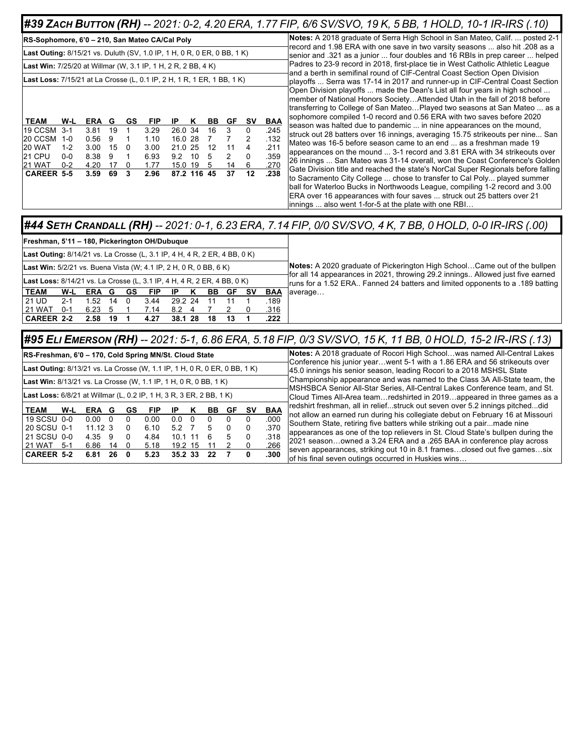## #39 ZACH BUTTON (RH) -- 2021: 0-2, 4.20 ERA, 1.77 FIP, 6/6 SV/SVO, 19 K, 5 BB, 1 HOLD, 10-1 IR-IRS (.10)

**RS-Sophomore, 6'0 – 210, San Mateo CA/Cal Poly**

**Last Outing:** 8/15/21 vs. Duluth (SV, 1.0 IP, 1 H, 0 R, 0 ER, 0 BB, 1 K)

**Last Win:** 7/25/20 at Willmar (W, 3.1 IP, 1 H, 2 R, 2 BB, 4 K)

**Last Loss:** 7/15/21 at La Crosse (L, 0.1 IP, 2 H, 1 R, 1 ER, 1 BB, 1 K)

| TEAM | W-L | ERA | G | GS | FIP | IP | K | BB | GF | SV | BAA |
|---|---|---|---|---|---|---|---|---|---|---|---|
| 19 CCSM | 3-1 | 3.81 | 19 | 1 | 3.29 | 26.0 | 34 | 16 | 3 | 0 | .245 |
| 20 CCSM | 1-0 | 0.56 | 9 | 1 | 1.10 | 16.0 | 28 | 7 | 7 | 2 | .132 |
| 20 WAT | 1-2 | 3.00 | 15 | 0 | 3.00 | 21.0 | 25 | 12 | 11 | 4 | .211 |
| 21 CPU | 0-0 | 8.38 | 9 | 1 | 6.93 | 9.2 | 10 | 5 | 2 | 0 | .359 |
| 21 WAT | 0-2 | 4.20 | 17 | 0 | 1.77 | 15.0 | 19 | 5 | 14 | 6 | .270 |
| **CAREER** | **5-5** | **3.59** | **69** | **3** | **2.96** | **87.2** | **116** | **45** | **37** | **12** | **.238** |

**Notes:** A 2018 graduate of Serra High School in San Mateo, Calif. ... posted 2-1 record and 1.98 ERA with one save in two varsity seasons ... also hit .208 as a senior and .321 as a junior ... four doubles and 16 RBIs in prep career ... helped Padres to 23-9 record in 2018, first-place tie in West Catholic Athletic League and a berth in semifinal round of CIF-Central Coast Section Open Division playoffs ... Serra was 17-14 in 2017 and runner-up in CIF-Central Coast Section Open Division playoffs ... made the Dean's List all four years in high school ... member of National Honors Society…Attended Utah in the fall of 2018 before transferring to College of San Mateo…Played two seasons at San Mateo ... as a sophomore compiled 1-0 record and 0.56 ERA with two saves before 2020 season was halted due to pandemic ... in nine appearances on the mound, struck out 28 batters over 16 innings, averaging 15.75 strikeouts per nine... San Mateo was 16-5 before season came to an end ... as a freshman made 19 appearances on the mound ... 3-1 record and 3.81 ERA with 34 strikeouts over 26 innings ... San Mateo was 31-14 overall, won the Coast Conference's Golden Gate Division title and reached the state's NorCal Super Regionals before falling to Sacramento City College ... chose to transfer to Cal Poly... played summer ball for Waterloo Bucks in Northwoods League, compiling 1-2 record and 3.00 ERA over 16 appearances with four saves ... struck out 25 batters over 21 innings ... also went 1-for-5 at the plate with one RBI…

## #44 SETH CRANDALL (RH) -- 2021: 0-1, 6.23 ERA, 7.14 FIP, 0/0 SV/SVO, 4 K, 7 BB, 0 HOLD, 0-0 IR-IRS (.00)

**Freshman, 5'11 – 180, Pickerington OH/Dubuque**

**Last Outing:** 8/14/21 vs. La Crosse (L, 3.1 IP, 4 H, 4 R, 2 ER, 4 BB, 0 K)

**Last Win:** 5/2/21 vs. Buena Vista (W; 4.1 IP, 2 H, 0 R, 0 BB, 6 K)

**Last Loss:** 8/14/21 vs. La Crosse (L, 3.1 IP, 4 H, 4 R, 2 ER, 4 BB, 0 K)

| TEAM | W-L | ERA | G | GS | FIP | IP | K | BB | GF | SV | BAA |
|---|---|---|---|---|---|---|---|---|---|---|---|
| 21 UD | 2-1 | 1.52 | 14 | 0 | 3.44 | 29.2 | 24 | 11 | 11 | 1 | .189 |
| 21 WAT | 0-1 | 6.23 | 5 | 1 | 7.14 | 8.2 | 4 | 7 | 2 | 0 | .316 |
| **CAREER** | **2-2** | **2.58** | **19** | **1** | **4.27** | **38.1** | **28** | **18** | **13** | **1** | **.222** |

**Notes:** A 2020 graduate of Pickerington High School…Came out of the bullpen for all 14 appearances in 2021, throwing 29.2 innings.. Allowed just five earned runs for a 1.52 ERA.. Fanned 24 batters and limited opponents to a .189 batting average…

## #95 ELI EMERSON (RH) -- 2021: 5-1, 6.86 ERA, 5.18 FIP, 0/3 SV/SVO, 15 K, 11 BB, 0 HOLD, 15-2 IR-IRS (.13)

**RS-Freshman, 6'0 – 170, Cold Spring MN/St. Cloud State**

**Last Outing:** 8/13/21 vs. La Crosse (W, 1.1 IP, 1 H, 0 R, 0 ER, 0 BB, 1 K)

**Last Win:** 8/13/21 vs. La Crosse (W, 1.1 IP, 1 H, 0 R, 0 BB, 1 K)

**Last Loss:** 6/8/21 at Willmar (L, 0.2 IP, 1 H, 3 R, 3 ER, 2 BB, 1 K)

| TEAM | W-L | ERA | G | GS | FIP | IP | K | BB | GF | SV | BAA |
|---|---|---|---|---|---|---|---|---|---|---|---|
| 19 SCSU | 0-0 | 0.00 | 0 | 0 | 0.00 | 0.0 | 0 | 0 | 0 | 0 | .000 |
| 20 SCSU | 0-1 | 11.12 | 3 | 0 | 6.10 | 5.2 | 7 | 5 | 0 | 0 | .370 |
| 21 SCSU | 0-0 | 4.35 | 9 | 0 | 4.84 | 10.1 | 11 | 6 | 5 | 0 | .318 |
| 21 WAT | 5-1 | 6.86 | 14 | 0 | 5.18 | 19.2 | 15 | 11 | 2 | 0 | .266 |
| **CAREER** | **5-2** | **6.81** | **26** | **0** | **5.23** | **35.2** | **33** | **22** | **7** | **0** | **.300** |

**Notes:** A 2018 graduate of Rocori High School…was named All-Central Lakes Conference his junior year…went 5-1 with a 1.86 ERA and 56 strikeouts over 45.0 innings his senior season, leading Rocori to a 2018 MSHSL State Championship appearance and was named to the Class 3A All-State team, the MSHSBCA Senior All-Star Series, All-Central Lakes Conference team, and St. Cloud Times All-Area team…redshirted in 2019…appeared in three games as a redshirt freshman, all in relief...struck out seven over 5.2 innings pitched...did not allow an earned run during his collegiate debut on February 16 at Missouri Southern State, retiring five batters while striking out a pair...made nine appearances as one of the top relievers in St. Cloud State's bullpen during the 2021 season…owned a 3.24 ERA and a .265 BAA in conference play across seven appearances, striking out 10 in 8.1 frames…closed out five games…six of his final seven outings occurred in Huskies wins…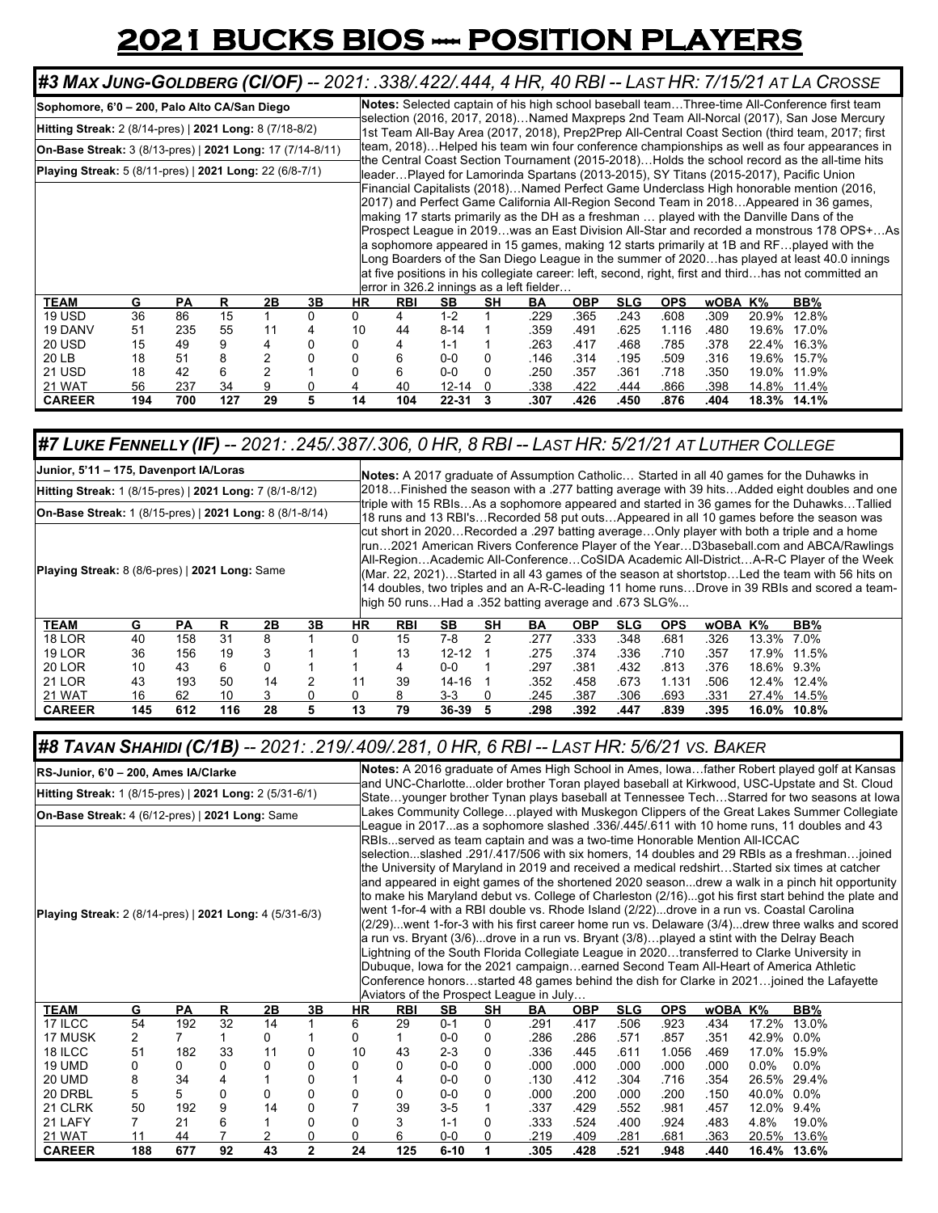# 2021 BUCKS BIOS — POSITION PLAYERS

## #3 *MAX JUNG-GOLDBERG (CI/OF) -- 2021: .338/.422/.444, 4 HR, 40 RBI -- LAST HR: 7/15/21 AT LA CROSSE*

**Sophomore, 6'0 – 200, Palo Alto CA/San Diego**

**Hitting Streak:** 2 (8/14-pres) | **2021 Long:** 8 (7/18-8/2)

**On-Base Streak:** 3 (8/13-pres) | **2021 Long:** 17 (7/14-8/11)

**Playing Streak:** 5 (8/11-pres) | **2021 Long:** 22 (6/8-7/1)

**Notes:** Selected captain of his high school baseball team…Three-time All-Conference first team selection (2016, 2017, 2018)…Named Maxpreps 2nd Team All-Norcal (2017), San Jose Mercury 1st Team All-Bay Area (2017, 2018), Prep2Prep All-Central Coast Section (third team, 2017; first team, 2018)…Helped his team win four conference championships as well as four appearances in the Central Coast Section Tournament (2015-2018)…Holds the school record as the all-time hits leader…Played for Lamorinda Spartans (2013-2015), SY Titans (2015-2017), Pacific Union Financial Capitalists (2018)…Named Perfect Game Underclass High honorable mention (2016, 2017) and Perfect Game California All-Region Second Team in 2018…Appeared in 36 games, making 17 starts primarily as the DH as a freshman … played with the Danville Dans of the Prospect League in 2019…was an East Division All-Star and recorded a monstrous 178 OPS+…As a sophomore appeared in 15 games, making 12 starts primarily at 1B and RF…played with the Long Boarders of the San Diego League in the summer of 2020…has played at least 40.0 innings at five positions in his collegiate career: left, second, right, first and third…has not committed an error in 326.2 innings as a left fielder…

| TEAM | G | PA | R | 2B | 3B | HR | RBI | SB | SH | BA | OBP | SLG | OPS | wOBA | K% | BB% |
|---|---|---|---|---|---|---|---|---|---|---|---|---|---|---|---|---|
| 19 USD | 36 | 86 | 15 | 1 | 0 | 0 | 4 | 1-2 | 1 | .229 | .365 | .243 | .608 | .309 | 20.9% | 12.8% |
| 19 DANV | 51 | 235 | 55 | 11 | 4 | 10 | 44 | 8-14 | 1 | .359 | .491 | .625 | 1.116 | .480 | 19.6% | 17.0% |
| 20 USD | 15 | 49 | 9 | 4 | 0 | 0 | 4 | 1-1 | 1 | .263 | .417 | .468 | .785 | .378 | 22.4% | 16.3% |
| 20 LB | 18 | 51 | 8 | 2 | 0 | 0 | 6 | 0-0 | 0 | .146 | .314 | .195 | .509 | .316 | 19.6% | 15.7% |
| 21 USD | 18 | 42 | 6 | 2 | 1 | 0 | 6 | 0-0 | 0 | .250 | .357 | .361 | .718 | .350 | 19.0% | 11.9% |
| 21 WAT | 56 | 237 | 34 | 9 | 0 | 4 | 40 | 12-14 | 0 | .338 | .422 | .444 | .866 | .398 | 14.8% | 11.4% |
| **CAREER** | **194** | **700** | **127** | **29** | **5** | **14** | **104** | **22-31** | **3** | **.307** | **.426** | **.450** | **.876** | **.404** | **18.3%** | **14.1%** |

## #7 *LUKE FENNELLY (IF) -- 2021: .245/.387/.306, 0 HR, 8 RBI -- LAST HR: 5/21/21 AT LUTHER COLLEGE*

**Junior, 5'11 – 175, Davenport IA/Loras**

**Hitting Streak:** 1 (8/15-pres) | **2021 Long:** 7 (8/1-8/12)

**On-Base Streak:** 1 (8/15-pres) | **2021 Long:** 8 (8/1-8/14)

**Playing Streak:** 8 (8/6-pres) | **2021 Long:** Same

**Notes:** A 2017 graduate of Assumption Catholic… Started in all 40 games for the Duhawks in 2018…Finished the season with a .277 batting average with 39 hits…Added eight doubles and one triple with 15 RBIs…As a sophomore appeared and started in 36 games for the Duhawks…Tallied 18 runs and 13 RBI's…Recorded 58 put outs…Appeared in all 10 games before the season was cut short in 2020…Recorded a .297 batting average…Only player with both a triple and a home run…2021 American Rivers Conference Player of the Year…D3baseball.com and ABCA/Rawlings All-Region…Academic All-Conference…CoSIDA Academic All-District…A-R-C Player of the Week (Mar. 22, 2021)…Started in all 43 games of the season at shortstop…Led the team with 56 hits on 14 doubles, two triples and an A-R-C-leading 11 home runs…Drove in 39 RBIs and scored a team-high 50 runs…Had a .352 batting average and .673 SLG%...

| TEAM | G | PA | R | 2B | 3B | HR | RBI | SB | SH | BA | OBP | SLG | OPS | wOBA | K% | BB% |
|---|---|---|---|---|---|---|---|---|---|---|---|---|---|---|---|---|
| 18 LOR | 40 | 158 | 31 | 8 | 1 | 0 | 15 | 7-8 | 2 | .277 | .333 | .348 | .681 | .326 | 13.3% | 7.0% |
| 19 LOR | 36 | 156 | 19 | 3 | 1 | 1 | 13 | 12-12 | 1 | .275 | .374 | .336 | .710 | .357 | 17.9% | 11.5% |
| 20 LOR | 10 | 43 | 6 | 0 | 1 | 1 | 4 | 0-0 | 1 | .297 | .381 | .432 | .813 | .376 | 18.6% | 9.3% |
| 21 LOR | 43 | 193 | 50 | 14 | 2 | 11 | 39 | 14-16 | 1 | .352 | .458 | .673 | 1.131 | .506 | 12.4% | 12.4% |
| 21 WAT | 16 | 62 | 10 | 3 | 0 | 0 | 8 | 3-3 | 0 | .245 | .387 | .306 | .693 | .331 | 27.4% | 14.5% |
| **CAREER** | **145** | **612** | **116** | **28** | **5** | **13** | **79** | **36-39** | **5** | **.298** | **.392** | **.447** | **.839** | **.395** | **16.0%** | **10.8%** |

## #8 *TAVAN SHAHIDI (C/1B) -- 2021: .219/.409/.281, 0 HR, 6 RBI -- LAST HR: 5/6/21 VS. BAKER*

**RS-Junior, 6'0 – 200, Ames IA/Clarke**

**Hitting Streak:** 1 (8/15-pres) | **2021 Long:** 2 (5/31-6/1)

**On-Base Streak:** 4 (6/12-pres) | **2021 Long:** Same

**Playing Streak:** 2 (8/14-pres) | **2021 Long:** 4 (5/31-6/3)

**Notes:** A 2016 graduate of Ames High School in Ames, Iowa…father Robert played golf at Kansas and UNC-Charlotte...older brother Toran played baseball at Kirkwood, USC-Upstate and St. Cloud State…younger brother Tynan plays baseball at Tennessee Tech…Starred for two seasons at Iowa Lakes Community College…played with Muskegon Clippers of the Great Lakes Summer Collegiate League in 2017...as a sophomore slashed .336/.445/.611 with 10 home runs, 11 doubles and 43 RBIs...served as team captain and was a two-time Honorable Mention All-ICCAC selection...slashed .291/.417/506 with six homers, 14 doubles and 29 RBIs as a freshman…joined the University of Maryland in 2019 and received a medical redshirt…Started six times at catcher and appeared in eight games of the shortened 2020 season...drew a walk in a pinch hit opportunity to make his Maryland debut vs. College of Charleston (2/16)...got his first start behind the plate and went 1-for-4 with a RBI double vs. Rhode Island (2/22)...drove in a run vs. Coastal Carolina (2/29)...went 1-for-3 with his first career home run vs. Delaware (3/4)...drew three walks and scored a run vs. Bryant (3/6)...drove in a run vs. Bryant (3/8)…played a stint with the Delray Beach Lightning of the South Florida Collegiate League in 2020…transferred to Clarke University in Dubuque, Iowa for the 2021 campaign…earned Second Team All-Heart of America Athletic Conference honors…started 48 games behind the dish for Clarke in 2021…joined the Lafayette Aviators of the Prospect League in July…

| TEAM | G | PA | R | 2B | 3B | HR | RBI | SB | SH | BA | OBP | SLG | OPS | wOBA | K% | BB% |
|---|---|---|---|---|---|---|---|---|---|---|---|---|---|---|---|---|
| 17 ILCC | 54 | 192 | 32 | 14 | 1 | 6 | 29 | 0-1 | 0 | .291 | .417 | .506 | .923 | .434 | 17.2% | 13.0% |
| 17 MUSK | 2 | 7 | 1 | 0 | 1 | 0 | 1 | 0-0 | 0 | .286 | .286 | .571 | .857 | .351 | 42.9% | 0.0% |
| 18 ILCC | 51 | 182 | 33 | 11 | 0 | 10 | 43 | 2-3 | 0 | .336 | .445 | .611 | 1.056 | .469 | 17.0% | 15.9% |
| 19 UMD | 0 | 0 | 0 | 0 | 0 | 0 | 0 | 0-0 | 0 | .000 | .000 | .000 | .000 | .000 | 0.0% | 0.0% |
| 20 UMD | 8 | 34 | 4 | 1 | 0 | 1 | 4 | 0-0 | 0 | .130 | .412 | .304 | .716 | .354 | 26.5% | 29.4% |
| 20 DRBL | 5 | 5 | 0 | 0 | 0 | 0 | 0 | 0-0 | 0 | .000 | .200 | .000 | .200 | .150 | 40.0% | 0.0% |
| 21 CLRK | 50 | 192 | 9 | 14 | 0 | 7 | 39 | 3-5 | 1 | .337 | .429 | .552 | .981 | .457 | 12.0% | 9.4% |
| 21 LAFY | 7 | 21 | 6 | 1 | 0 | 0 | 3 | 1-1 | 0 | .333 | .524 | .400 | .924 | .483 | 4.8% | 19.0% |
| 21 WAT | 11 | 44 | 7 | 2 | 0 | 0 | 6 | 0-0 | 0 | .219 | .409 | .281 | .681 | .363 | 20.5% | 13.6% |
| **CAREER** | **188** | **677** | **92** | **43** | **2** | **24** | **125** | **6-10** | **1** | **.305** | **.428** | **.521** | **.948** | **.440** | **16.4%** | **13.6%** |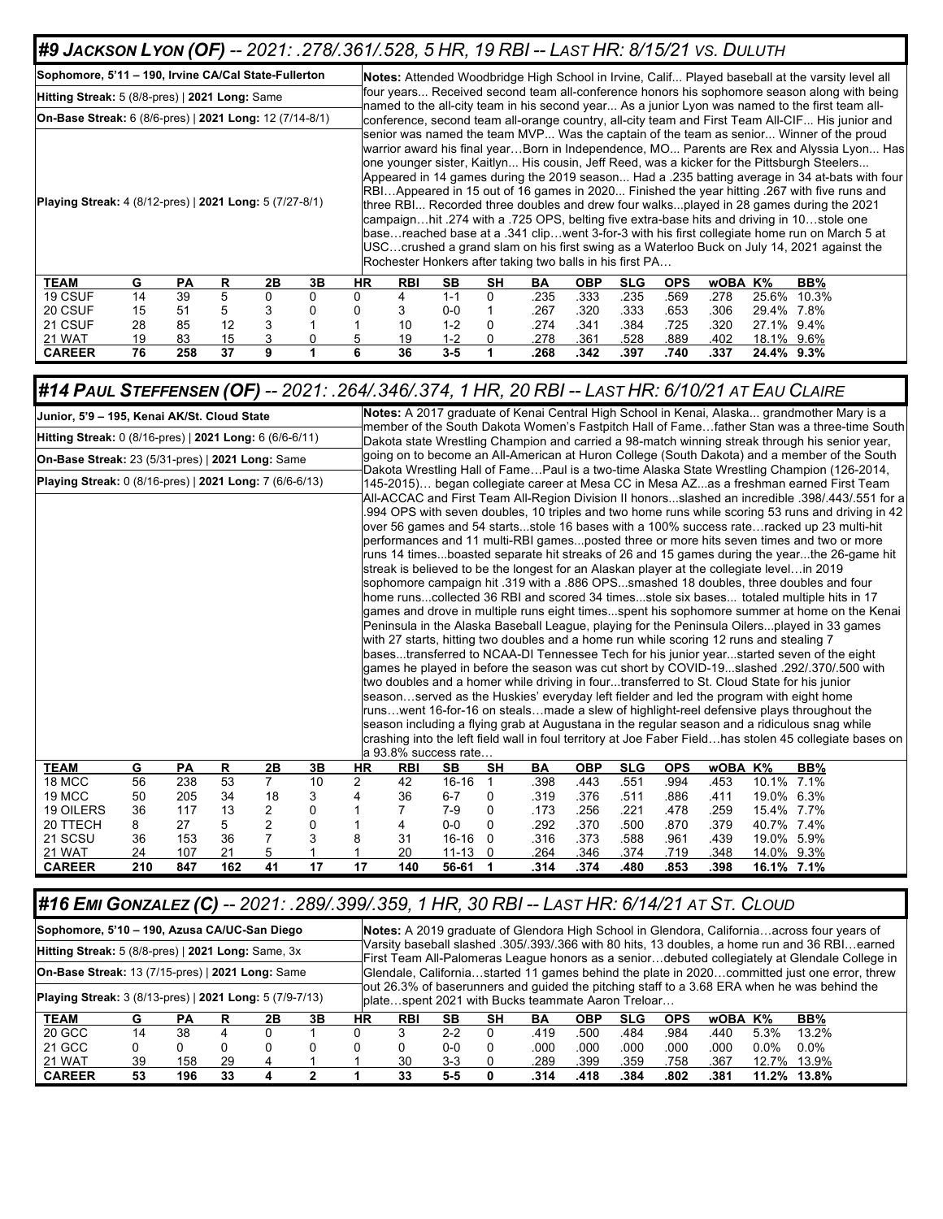## #9 *JACKSON LYON (OF) -- 2021: .278/.361/.528, 5 HR, 19 RBI -- LAST HR: 8/15/21 VS. DULUTH*

**Sophomore, 5'11 – 190, Irvine CA/Cal State-Fullerton**

**Hitting Streak:** 5 (8/8-pres) | **2021 Long:** Same

**On-Base Streak:** 6 (8/6-pres) | **2021 Long:** 12 (7/14-8/1)

**Playing Streak:** 4 (8/12-pres) | **2021 Long:** 5 (7/27-8/1)

**Notes:** Attended Woodbridge High School in Irvine, Calif... Played baseball at the varsity level all four years... Received second team all-conference honors his sophomore season along with being named to the all-city team in his second year... As a junior Lyon was named to the first team all-conference, second team all-orange country, all-city team and First Team All-CIF... His junior and senior was named the team MVP... Was the captain of the team as senior... Winner of the proud warrior award his final year…Born in Independence, MO... Parents are Rex and Alyssia Lyon... Has one younger sister, Kaitlyn... His cousin, Jeff Reed, was a kicker for the Pittsburgh Steelers... Appeared in 14 games during the 2019 season... Had a .235 batting average in 34 at-bats with four RBI…Appeared in 15 out of 16 games in 2020... Finished the year hitting .267 with five runs and three RBI... Recorded three doubles and drew four walks...played in 28 games during the 2021 campaign…hit .274 with a .725 OPS, belting five extra-base hits and driving in 10…stole one base…reached base at a .341 clip…went 3-for-3 with his first collegiate home run on March 5 at USC…crushed a grand slam on his first swing as a Waterloo Buck on July 14, 2021 against the Rochester Honkers after taking two balls in his first PA…

| TEAM | G | PA | R | 2B | 3B | HR | RBI | SB | SH | BA | OBP | SLG | OPS | wOBA | K% | BB% |
|---|---|---|---|---|---|---|---|---|---|---|---|---|---|---|---|---|
| 19 CSUF | 14 | 39 | 5 | 0 | 0 | 0 | 4 | 1-1 | 0 | .235 | .333 | .235 | .569 | .278 | 25.6% | 10.3% |
| 20 CSUF | 15 | 51 | 5 | 3 | 0 | 0 | 3 | 0-0 | 1 | .267 | .320 | .333 | .653 | .306 | 29.4% | 7.8% |
| 21 CSUF | 28 | 85 | 12 | 3 | 1 | 1 | 10 | 1-2 | 0 | .274 | .341 | .384 | .725 | .320 | 27.1% | 9.4% |
| 21 WAT | 19 | 83 | 15 | 3 | 0 | 5 | 19 | 1-2 | 0 | .278 | .361 | .528 | .889 | .402 | 18.1% | 9.6% |
| **CAREER** | **76** | **258** | **37** | **9** | **1** | **6** | **36** | **3-5** | **1** | **.268** | **.342** | **.397** | **.740** | **.337** | **24.4%** | **9.3%** |

## #14 *PAUL STEFFENSEN (OF) -- 2021: .264/.346/.374, 1 HR, 20 RBI -- LAST HR: 6/10/21 AT EAU CLAIRE*

**Junior, 5'9 – 195, Kenai AK/St. Cloud State**

**Hitting Streak:** 0 (8/16-pres) | **2021 Long:** 6 (6/6-6/11)

**On-Base Streak:** 23 (5/31-pres) | **2021 Long:** Same

**Playing Streak:** 0 (8/16-pres) | **2021 Long:** 7 (6/6-6/13)

**Notes:** A 2017 graduate of Kenai Central High School in Kenai, Alaska... grandmother Mary is a member of the South Dakota Women's Fastpitch Hall of Fame…father Stan was a three-time South Dakota state Wrestling Champion and carried a 98-match winning streak through his senior year, going on to become an All-American at Huron College (South Dakota) and a member of the South Dakota Wrestling Hall of Fame…Paul is a two-time Alaska State Wrestling Champion (126-2014, 145-2015)… began collegiate career at Mesa CC in Mesa AZ...as a freshman earned First Team All-ACCAC and First Team All-Region Division II honors...slashed an incredible .398/.443/.551 for a .994 OPS with seven doubles, 10 triples and two home runs while scoring 53 runs and driving in 42 over 56 games and 54 starts...stole 16 bases with a 100% success rate…racked up 23 multi-hit performances and 11 multi-RBI games...posted three or more hits seven times and two or more runs 14 times...boasted separate hit streaks of 26 and 15 games during the year...the 26-game hit streak is believed to be the longest for an Alaskan player at the collegiate level…in 2019 sophomore campaign hit .319 with a .886 OPS...smashed 18 doubles, three doubles and four home runs...collected 36 RBI and scored 34 times...stole six bases... totaled multiple hits in 17 games and drove in multiple runs eight times...spent his sophomore summer at home on the Kenai Peninsula in the Alaska Baseball League, playing for the Peninsula Oilers...played in 33 games with 27 starts, hitting two doubles and a home run while scoring 12 runs and stealing 7 bases...transferred to NCAA-DI Tennessee Tech for his junior year...started seven of the eight games he played in before the season was cut short by COVID-19...slashed .292/.370/.500 with two doubles and a homer while driving in four...transferred to St. Cloud State for his junior season…served as the Huskies' everyday left fielder and led the program with eight home runs…went 16-for-16 on steals…made a slew of highlight-reel defensive plays throughout the season including a flying grab at Augustana in the regular season and a ridiculous snag while crashing into the left field wall in foul territory at Joe Faber Field…has stolen 45 collegiate bases on a 93.8% success rate…

| TEAM | G | PA | R | 2B | 3B | HR | RBI | SB | SH | BA | OBP | SLG | OPS | wOBA | K% | BB% |
|---|---|---|---|---|---|---|---|---|---|---|---|---|---|---|---|---|
| 18 MCC | 56 | 238 | 53 | 7 | 10 | 2 | 42 | 16-16 | 1 | .398 | .443 | .551 | .994 | .453 | 10.1% | 7.1% |
| 19 MCC | 50 | 205 | 34 | 18 | 3 | 4 | 36 | 6-7 | 0 | .319 | .376 | .511 | .886 | .411 | 19.0% | 6.3% |
| 19 OILERS | 36 | 117 | 13 | 2 | 0 | 1 | 7 | 7-9 | 0 | .173 | .256 | .221 | .478 | .259 | 15.4% | 7.7% |
| 20 TTECH | 8 | 27 | 5 | 2 | 0 | 1 | 4 | 0-0 | 0 | .292 | .370 | .500 | .870 | .379 | 40.7% | 7.4% |
| 21 SCSU | 36 | 153 | 36 | 7 | 3 | 8 | 31 | 16-16 | 0 | .316 | .373 | .588 | .961 | .439 | 19.0% | 5.9% |
| 21 WAT | 24 | 107 | 21 | 5 | 1 | 1 | 20 | 11-13 | 0 | .264 | .346 | .374 | .719 | .348 | 14.0% | 9.3% |
| **CAREER** | **210** | **847** | **162** | **41** | **17** | **17** | **140** | **56-61** | **1** | **.314** | **.374** | **.480** | **.853** | **.398** | **16.1%** | **7.1%** |

## #16 *EMI GONZALEZ (C) -- 2021: .289/.399/.359, 1 HR, 30 RBI -- LAST HR: 6/14/21 AT ST. CLOUD*

**Sophomore, 5'10 – 190, Azusa CA/UC-San Diego**

**Hitting Streak:** 5 (8/8-pres) | **2021 Long:** Same, 3x

**On-Base Streak:** 13 (7/15-pres) | **2021 Long:** Same

**Playing Streak:** 3 (8/13-pres) | **2021 Long:** 5 (7/9-7/13)

**Notes:** A 2019 graduate of Glendora High School in Glendora, California…across four years of Varsity baseball slashed .305/.393/.366 with 80 hits, 13 doubles, a home run and 36 RBI…earned First Team All-Palomeras League honors as a senior…debuted collegiately at Glendale College in Glendale, California…started 11 games behind the plate in 2020…committed just one error, threw out 26.3% of baserunners and guided the pitching staff to a 3.68 ERA when he was behind the plate…spent 2021 with Bucks teammate Aaron Treloar…

| TEAM | G | PA | R | 2B | 3B | HR | RBI | SB | SH | BA | OBP | SLG | OPS | wOBA | K% | BB% |
|---|---|---|---|---|---|---|---|---|---|---|---|---|---|---|---|---|
| 20 GCC | 14 | 38 | 4 | 0 | 1 | 0 | 3 | 2-2 | 0 | .419 | .500 | .484 | .984 | .440 | 5.3% | 13.2% |
| 21 GCC | 0 | 0 | 0 | 0 | 0 | 0 | 0 | 0-0 | 0 | .000 | .000 | .000 | .000 | .000 | 0.0% | 0.0% |
| 21 WAT | 39 | 158 | 29 | 4 | 1 | 1 | 30 | 3-3 | 0 | .289 | .399 | .359 | .758 | .367 | 12.7% | 13.9% |
| **CAREER** | **53** | **196** | **33** | **4** | **2** | **1** | **33** | **5-5** | **0** | **.314** | **.418** | **.384** | **.802** | **.381** | **11.2%** | **13.8%** |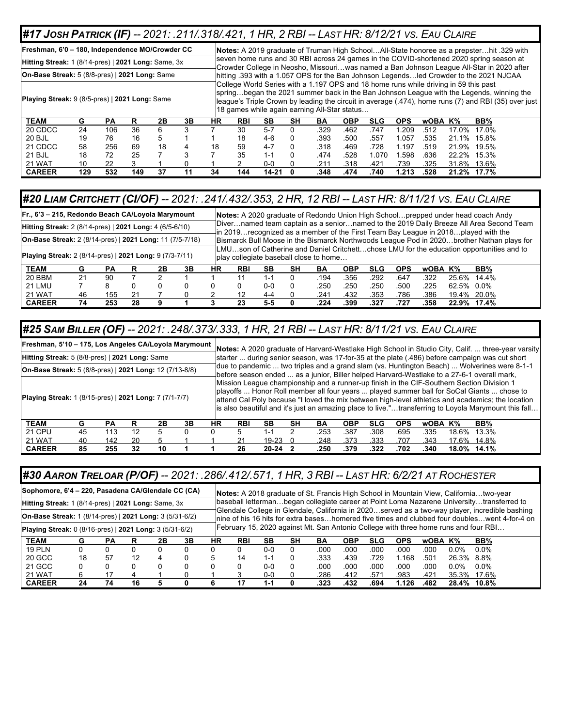## #17 *JOSH PATRICK (IF) -- 2021: .211/.318/.421, 1 HR, 2 RBI -- LAST HR: 8/12/21 VS. EAU CLAIRE*

**Freshman, 6'0 – 180, Independence MO/Crowder CC**

**Hitting Streak:** 1 (8/14-pres) | **2021 Long:** Same, 3x

**On-Base Streak:** 5 (8/8-pres) | **2021 Long:** Same

**Playing Streak:** 9 (8/5-pres) | **2021 Long:** Same

**Notes:** A 2019 graduate of Truman High School…All-State honoree as a prepster…hit .329 with seven home runs and 30 RBI across 24 games in the COVID-shortened 2020 spring season at Crowder College in Neosho, Missouri…was named a Ban Johnson League All-Star in 2020 after hitting .393 with a 1.057 OPS for the Ban Johnson Legends…led Crowder to the 2021 NJCAA College World Series with a 1.197 OPS and 18 home runs while driving in 59 this past spring…began the 2021 summer back in the Ban Johnson League with the Legends, winning the league's Triple Crown by leading the circuit in average (.474), home runs (7) and RBI (35) over just 18 games while again earning All-Star status…

| TEAM | G | PA | R | 2B | 3B | HR | RBI | SB | SH | BA | OBP | SLG | OPS | wOBA | K% | BB% |
|---|---|---|---|---|---|---|---|---|---|---|---|---|---|---|---|---|
| 20 CDCC | 24 | 106 | 36 | 6 | 3 | 7 | 30 | 5-7 | 0 | .329 | .462 | .747 | 1.209 | .512 | 17.0% | 17.0% |
| 20 BJL | 19 | 76 | 16 | 5 | 1 | 1 | 18 | 4-6 | 0 | .393 | .500 | .557 | 1.057 | .535 | 21.1% | 15.8% |
| 21 CDCC | 58 | 256 | 69 | 18 | 4 | 18 | 59 | 4-7 | 0 | .318 | .469 | .728 | 1.197 | .519 | 21.9% | 19.5% |
| 21 BJL | 18 | 72 | 25 | 7 | 3 | 7 | 35 | 1-1 | 0 | .474 | .528 | 1.070 | 1.598 | .636 | 22.2% | 15.3% |
| 21 WAT | 10 | 22 | 3 | 1 | 0 | 1 | 2 | 0-0 | 0 | .211 | .318 | .421 | .739 | .325 | 31.8% | 13.6% |
| **CAREER** | **129** | **532** | **149** | **37** | **11** | **34** | **144** | **14-21** | **0** | **.348** | **.474** | **.740** | **1.213** | **.528** | **21.2%** | **17.7%** |

## #20 *LIAM CRITCHETT (CI/OF) -- 2021: .241/.432/.353, 2 HR, 12 RBI -- LAST HR: 8/11/21 VS. EAU CLAIRE*

**Fr., 6'3 – 215, Redondo Beach CA/Loyola Marymount**

**Hitting Streak:** 2 (8/14-pres) | **2021 Long:** 4 (6/5-6/10)

**On-Base Streak:** 2 (8/14-pres) | **2021 Long:** 11 (7/5-7/18)

**Playing Streak:** 2 (8/14-pres) | **2021 Long:** 9 (7/3-7/11)

**Notes:** A 2020 graduate of Redondo Union High School…prepped under head coach Andy Diver…named team captain as a senior…named to the 2019 Daily Breeze All Area Second Team in 2019…recognized as a member of the First Team Bay League in 2018…played with the Bismarck Bull Moose in the Bismarck Northwoods League Pod in 2020…brother Nathan plays for LMU…son of Catherine and Daniel Critchett…chose LMU for the education opportunities and to play collegiate baseball close to home…

| TEAM | G | PA | R | 2B | 3B | HR | RBI | SB | SH | BA | OBP | SLG | OPS | wOBA | K% | BB% |
|---|---|---|---|---|---|---|---|---|---|---|---|---|---|---|---|---|
| 20 BBM | 21 | 90 | 7 | 2 | 1 | 1 | 11 | 1-1 | 0 | .194 | .356 | .292 | .647 | .322 | 25.6% | 14.4% |
| 21 LMU | 7 | 8 | 0 | 0 | 0 | 0 | 0 | 0-0 | 0 | .250 | .250 | .250 | .500 | .225 | 62.5% | 0.0% |
| 21 WAT | 46 | 155 | 21 | 7 | 0 | 2 | 12 | 4-4 | 0 | .241 | .432 | .353 | .786 | .386 | 19.4% | 20.0% |
| **CAREER** | **74** | **253** | **28** | **9** | **1** | **3** | **23** | **5-5** | **0** | **.224** | **.399** | **.327** | **.727** | **.358** | **22.9%** | **17.4%** |

## #25 *SAM BILLER (OF) -- 2021: .248/.373/.333, 1 HR, 21 RBI -- LAST HR: 8/11/21 VS. EAU CLAIRE*

**Freshman, 5'10 – 175, Los Angeles CA/Loyola Marymount**

**Hitting Streak:** 5 (8/8-pres) | **2021 Long:** Same

**On-Base Streak:** 5 (8/8-pres) | **2021 Long:** 12 (7/13-8/8)

**Playing Streak:** 1 (8/15-pres) | **2021 Long:** 7 (7/1-7/7)

**Notes:** A 2020 graduate of Harvard-Westlake High School in Studio City, Calif. ... three-year varsity starter ... during senior season, was 17-for-35 at the plate (.486) before campaign was cut short due to pandemic ... two triples and a grand slam (vs. Huntington Beach) ... Wolverines were 8-1-1 before season ended ... as a junior, Biller helped Harvard-Westlake to a 27-6-1 overall mark, Mission League championship and a runner-up finish in the CIF-Southern Section Division 1 playoffs ... Honor Roll member all four years ... played summer ball for SoCal Giants ... chose to attend Cal Poly because "I loved the mix between high-level athletics and academics; the location is also beautiful and it's just an amazing place to live."…transferring to Loyola Marymount this fall…

| TEAM | G | PA | R | 2B | 3B | HR | RBI | SB | SH | BA | OBP | SLG | OPS | wOBA | K% | BB% |
|---|---|---|---|---|---|---|---|---|---|---|---|---|---|---|---|---|
| 21 CPU | 45 | 113 | 12 | 5 | 0 | 0 | 5 | 1-1 | 2 | .253 | .387 | .308 | .695 | .335 | 18.6% | 13.3% |
| 21 WAT | 40 | 142 | 20 | 5 | 1 | 1 | 21 | 19-23 | 0 | .248 | .373 | .333 | .707 | .343 | 17.6% | 14.8% |
| **CAREER** | **85** | **255** | **32** | **10** | **1** | **1** | **26** | **20-24** | **2** | **.250** | **.379** | **.322** | **.702** | **.340** | **18.0%** | **14.1%** |

## #30 *AARON TRELOAR (P/OF) -- 2021: .286/.412/.571, 1 HR, 3 RBI -- LAST HR: 6/2/21 AT ROCHESTER*

**Sophomore, 6'4 – 220, Pasadena CA/Glendale CC (CA)**

**Hitting Streak:** 1 (8/14-pres) | **2021 Long:** Same, 3x

**On-Base Streak:** 1 (8/14-pres) | **2021 Long:** 3 (5/31-6/2)

**Playing Streak:** 0 (8/16-pres) | **2021 Long:** 3 (5/31-6/2)

**Notes:** A 2018 graduate of St. Francis High School in Mountain View, California…two-year baseball letterman…began collegiate career at Point Loma Nazarene University…transferred to Glendale College in Glendale, California in 2020…served as a two-way player, incredible bashing nine of his 16 hits for extra bases…homered five times and clubbed four doubles…went 4-for-4 on February 15, 2020 against Mt. San Antonio College with three home runs and four RBI…

| TEAM | G | PA | R | 2B | 3B | HR | RBI | SB | SH | BA | OBP | SLG | OPS | wOBA | K% | BB% |
|---|---|---|---|---|---|---|---|---|---|---|---|---|---|---|---|---|
| 19 PLN | 0 | 0 | 0 | 0 | 0 | 0 | 0 | 0-0 | 0 | .000 | .000 | .000 | .000 | .000 | 0.0% | 0.0% |
| 20 GCC | 18 | 57 | 12 | 4 | 0 | 5 | 14 | 1-1 | 0 | .333 | .439 | .729 | 1.168 | .501 | 26.3% | 8.8% |
| 21 GCC | 0 | 0 | 0 | 0 | 0 | 0 | 0 | 0-0 | 0 | .000 | .000 | .000 | .000 | .000 | 0.0% | 0.0% |
| 21 WAT | 6 | 17 | 4 | 1 | 0 | 1 | 3 | 0-0 | 0 | .286 | .412 | .571 | .983 | .421 | 35.3% | 17.6% |
| **CAREER** | **24** | **74** | **16** | **5** | **0** | **6** | **17** | **1-1** | **0** | **.323** | **.432** | **.694** | **1.126** | **.482** | **28.4%** | **10.8%** |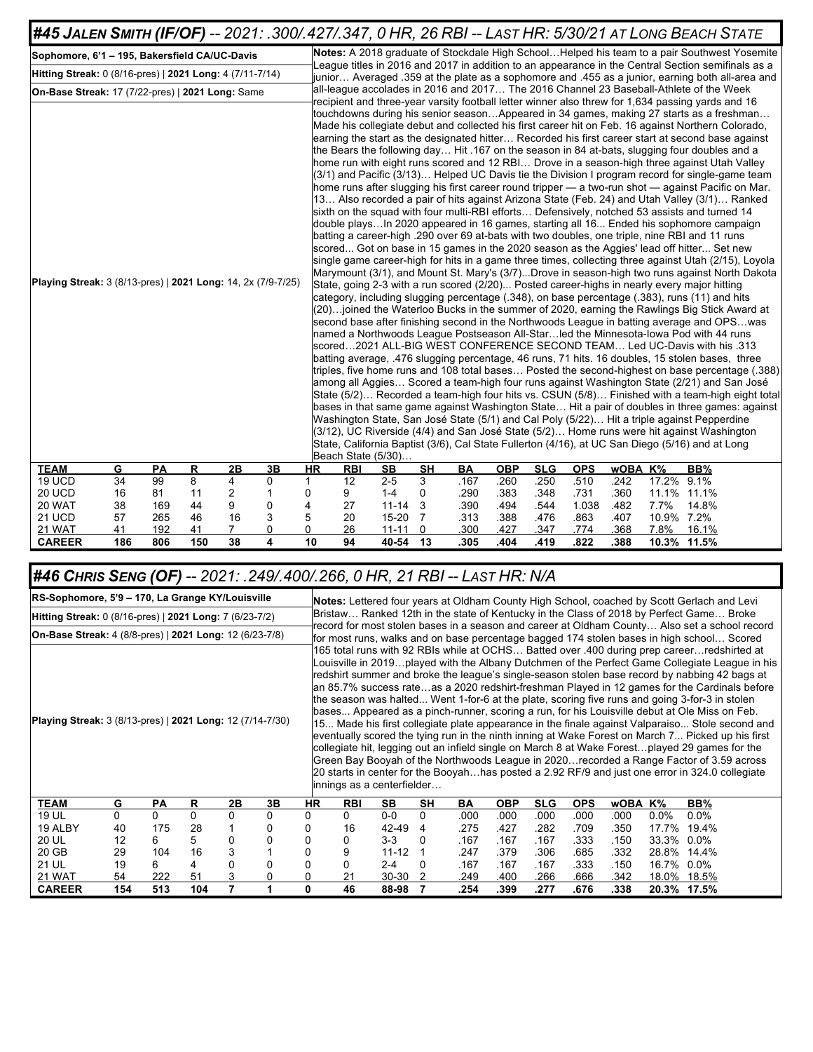## *#45 Jalen Smith (IF/OF) -- 2021: .300/.427/.347, 0 HR, 26 RBI -- Last HR: 5/30/21 at Long Beach State*

**Sophomore, 6'1 – 195, Bakersfield CA/UC-Davis**

**Hitting Streak:** 0 (8/16-pres) | **2021 Long:** 4 (7/11-7/14)

**On-Base Streak:** 17 (7/22-pres) | **2021 Long:** Same

**Playing Streak:** 3 (8/13-pres) | **2021 Long:** 14, 2x (7/9-7/25)

**Notes:** A 2018 graduate of Stockdale High School…Helped his team to a pair Southwest Yosemite League titles in 2016 and 2017 in addition to an appearance in the Central Section semifinals as a junior… Averaged .359 at the plate as a sophomore and .455 as a junior, earning both all-area and all-league accolades in 2016 and 2017… The 2016 Channel 23 Baseball-Athlete of the Week recipient and three-year varsity football letter winner also threw for 1,634 passing yards and 16 touchdowns during his senior season…Appeared in 34 games, making 27 starts as a freshman… Made his collegiate debut and collected his first career hit on Feb. 16 against Northern Colorado, earning the start as the designated hitter… Recorded his first career start at second base against the Bears the following day… Hit .167 on the season in 84 at-bats, slugging four doubles and a home run with eight runs scored and 12 RBI… Drove in a season-high three against Utah Valley (3/1) and Pacific (3/13)… Helped UC Davis tie the Division I program record for single-game team home runs after slugging his first career round tripper — a two-run shot — against Pacific on Mar. 13… Also recorded a pair of hits against Arizona State (Feb. 24) and Utah Valley (3/1)… Ranked sixth on the squad with four multi-RBI efforts… Defensively, notched 53 assists and turned 14 double plays…In 2020 appeared in 16 games, starting all 16... Ended his sophomore campaign batting a career-high .290 over 69 at-bats with two doubles, one triple, nine RBI and 11 runs scored... Got on base in 15 games in the 2020 season as the Aggies' lead off hitter... Set new single game career-high for hits in a game three times, collecting three against Utah (2/15), Loyola Marymount (3/1), and Mount St. Mary's (3/7)...Drove in season-high two runs against North Dakota State, going 2-3 with a run scored (2/20)... Posted career-highs in nearly every major hitting category, including slugging percentage (.348), on base percentage (.383), runs (11) and hits (20)…joined the Waterloo Bucks in the summer of 2020, earning the Rawlings Big Stick Award at second base after finishing second in the Northwoods League in batting average and OPS…was named a Northwoods League Postseason All-Star…led the Minnesota-Iowa Pod with 44 runs scored…2021 ALL-BIG WEST CONFERENCE SECOND TEAM… Led UC-Davis with his .313 batting average, .476 slugging percentage, 46 runs, 71 hits. 16 doubles, 15 stolen bases, three triples, five home runs and 108 total bases… Posted the second-highest on base percentage (.388) among all Aggies… Scored a team-high four runs against Washington State (2/21) and San José State (5/2)… Recorded a team-high four hits vs. CSUN (5/8)… Finished with a team-high eight total bases in that same game against Washington State… Hit a pair of doubles in three games: against Washington State, San José State (5/1) and Cal Poly (5/22)… Hit a triple against Pepperdine (3/12), UC Riverside (4/4) and San José State (5/2)… Home runs were hit against Washington State, California Baptist (3/6), Cal State Fullerton (4/16), at UC San Diego (5/16) and at Long Beach State (5/30)…

| TEAM | G | PA | R | 2B | 3B | HR | RBI | SB | SH | BA | OBP | SLG | OPS | wOBA | K% | BB% |
|---|---|---|---|---|---|---|---|---|---|---|---|---|---|---|---|---|
| 19 UCD | 34 | 99 | 8 | 4 | 0 | 1 | 12 | 2-5 | 3 | .167 | .260 | .250 | .510 | .242 | 17.2% | 9.1% |
| 20 UCD | 16 | 81 | 11 | 2 | 1 | 0 | 9 | 1-4 | 0 | .290 | .383 | .348 | .731 | .360 | 11.1% | 11.1% |
| 20 WAT | 38 | 169 | 44 | 9 | 0 | 4 | 27 | 11-14 | 3 | .390 | .494 | .544 | 1.038 | .482 | 7.7% | 14.8% |
| 21 UCD | 57 | 265 | 46 | 16 | 3 | 5 | 20 | 15-20 | 7 | .313 | .388 | .476 | .863 | .407 | 10.9% | 7.2% |
| 21 WAT | 41 | 192 | 41 | 7 | 0 | 0 | 26 | 11-11 | 0 | .300 | .427 | .347 | .774 | .368 | 7.8% | 16.1% |
| **CAREER** | **186** | **806** | **150** | **38** | **4** | **10** | **94** | **40-54** | **13** | **.305** | **.404** | **.419** | **.822** | **.388** | **10.3%** | **11.5%** |

## *#46 Chris Seng (OF) -- 2021: .249/.400/.266, 0 HR, 21 RBI -- Last HR: N/A*

**RS-Sophomore, 5'9 – 170, La Grange KY/Louisville**

**Hitting Streak:** 0 (8/16-pres) | **2021 Long:** 7 (6/23-7/2)

**On-Base Streak:** 4 (8/8-pres) | **2021 Long:** 12 (6/23-7/8)

**Playing Streak:** 3 (8/13-pres) | **2021 Long:** 12 (7/14-7/30)

**Notes:** Lettered four years at Oldham County High School, coached by Scott Gerlach and Levi Bristaw… Ranked 12th in the state of Kentucky in the Class of 2018 by Perfect Game… Broke record for most stolen bases in a season and career at Oldham County… Also set a school record for most runs, walks and on base percentage bagged 174 stolen bases in high school… Scored 165 total runs with 92 RBIs while at OCHS… Batted over .400 during prep career…redshirted at Louisville in 2019…played with the Albany Dutchmen of the Perfect Game Collegiate League in his redshirt summer and broke the league's single-season stolen base record by nabbing 42 bags at an 85.7% success rate…as a 2020 redshirt-freshman Played in 12 games for the Cardinals before the season was halted... Went 1-for-6 at the plate, scoring five runs and going 3-for-3 in stolen bases... Appeared as a pinch-runner, scoring a run, for his Louisville debut at Ole Miss on Feb. 15... Made his first collegiate plate appearance in the finale against Valparaiso... Stole second and eventually scored the tying run in the ninth inning at Wake Forest on March 7... Picked up his first collegiate hit, legging out an infield single on March 8 at Wake Forest…played 29 games for the Green Bay Booyah of the Northwoods League in 2020…recorded a Range Factor of 3.59 across 20 starts in center for the Booyah…has posted a 2.92 RF/9 and just one error in 324.0 collegiate innings as a centerfielder…

| TEAM | G | PA | R | 2B | 3B | HR | RBI | SB | SH | BA | OBP | SLG | OPS | wOBA | K% | BB% |
|---|---|---|---|---|---|---|---|---|---|---|---|---|---|---|---|---|
| 19 UL | 0 | 0 | 0 | 0 | 0 | 0 | 0 | 0-0 | 0 | .000 | .000 | .000 | .000 | .000 | 0.0% | 0.0% |
| 19 ALBY | 40 | 175 | 28 | 1 | 0 | 0 | 16 | 42-49 | 4 | .275 | .427 | .282 | .709 | .350 | 17.7% | 19.4% |
| 20 UL | 12 | 6 | 5 | 0 | 0 | 0 | 0 | 3-3 | 0 | .167 | .167 | .167 | .333 | .150 | 33.3% | 0.0% |
| 20 GB | 29 | 104 | 16 | 3 | 1 | 0 | 9 | 11-12 | 1 | .247 | .379 | .306 | .685 | .332 | 28.8% | 14.4% |
| 21 UL | 19 | 6 | 4 | 0 | 0 | 0 | 0 | 2-4 | 0 | .167 | .167 | .167 | .333 | .150 | 16.7% | 0.0% |
| 21 WAT | 54 | 222 | 51 | 3 | 0 | 0 | 21 | 30-30 | 2 | .249 | .400 | .266 | .666 | .342 | 18.0% | 18.5% |
| **CAREER** | **154** | **513** | **104** | **7** | **1** | **0** | **46** | **88-98** | **7** | **.254** | **.399** | **.277** | **.676** | **.338** | **20.3%** | **17.5%** |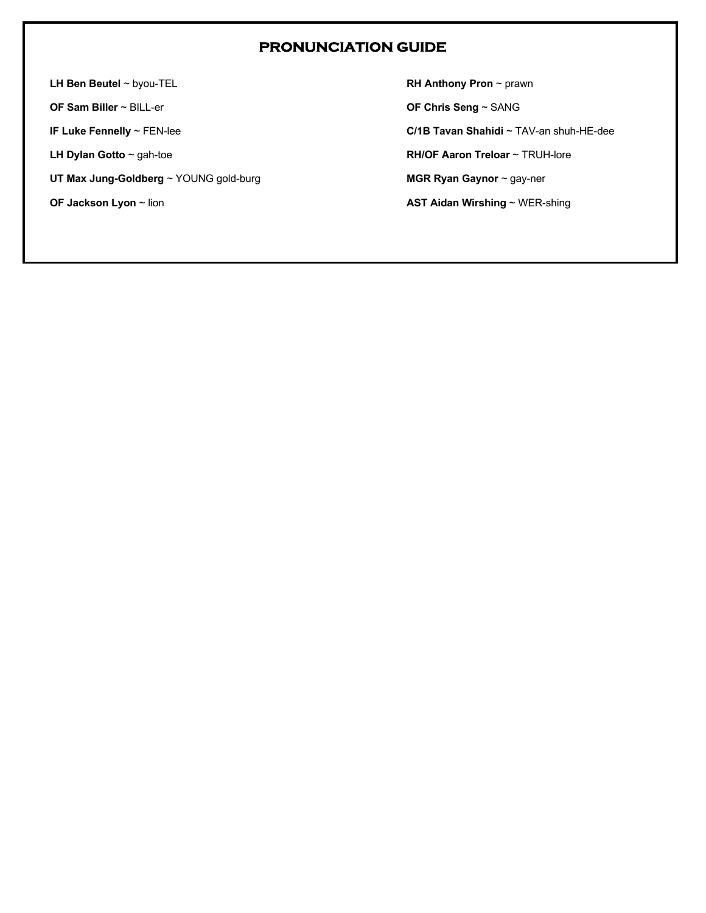## PRONUNCIATION GUIDE

**LH Ben Beutel** ~ byou-TEL

**OF Sam Biller** ~ BILL-er

**IF Luke Fennelly** ~ FEN-lee

**LH Dylan Gotto** ~ gah-toe

**UT Max Jung-Goldberg** ~ YOUNG gold-burg

**OF Jackson Lyon** ~ lion

**RH Anthony Pron** ~ prawn

**OF Chris Seng** ~ SANG

**C/1B Tavan Shahidi** ~ TAV-an shuh-HE-dee

**RH/OF Aaron Treloar** ~ TRUH-lore

**MGR Ryan Gaynor** ~ gay-ner

**AST Aidan Wirshing** ~ WER-shing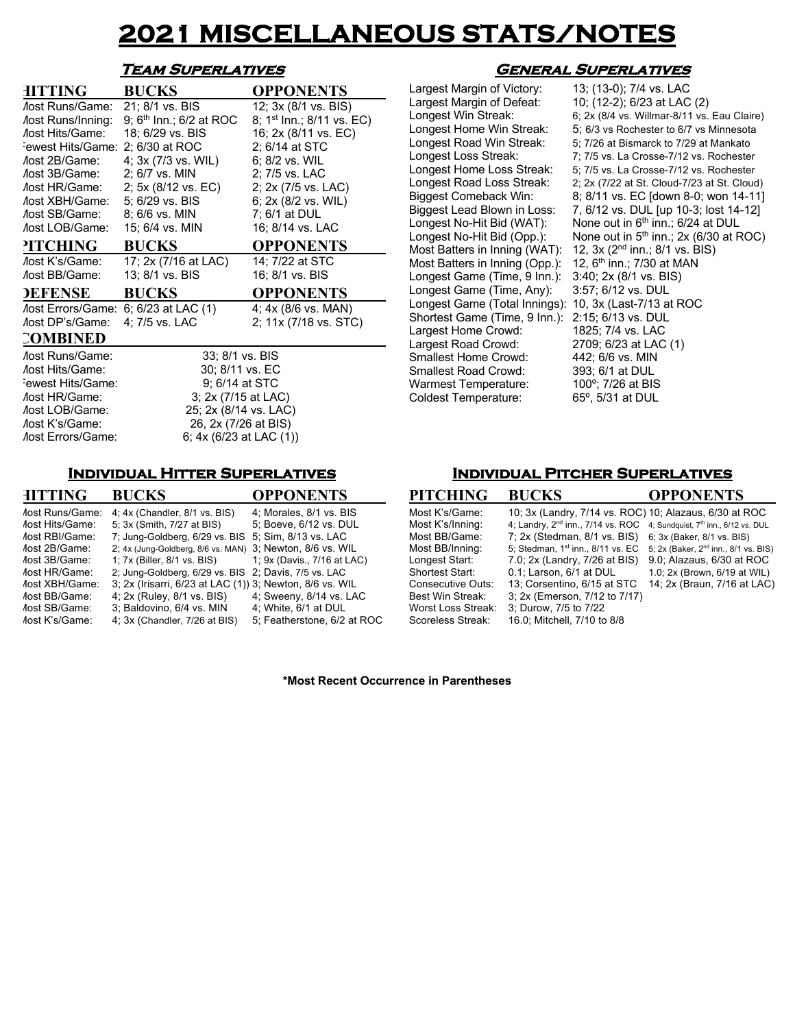# 2021 MISCELLANEOUS STATS/NOTES

## Team Superlatives

| HITTING | BUCKS | OPPONENTS |
|---|---|---|
| Most Runs/Game: | 21; 8/1 vs. BIS | 12; 3x (8/1 vs. BIS) |
| Most Runs/Inning: | 9; 6th Inn.; 6/2 at ROC | 8; 1st Inn.; 8/11 vs. EC) |
| Most Hits/Game: | 18; 6/29 vs. BIS | 16; 2x (8/11 vs. EC) |
| Fewest Hits/Game: | 2; 6/30 at ROC | 2; 6/14 at STC |
| Most 2B/Game: | 4; 3x (7/3 vs. WIL) | 6; 8/2 vs. WIL |
| Most 3B/Game: | 2; 6/7 vs. MIN | 2; 7/5 vs. LAC |
| Most HR/Game: | 2; 5x (8/12 vs. EC) | 2; 2x (7/5 vs. LAC) |
| Most XBH/Game: | 5; 6/29 vs. BIS | 6; 2x (8/2 vs. WIL) |
| Most SB/Game: | 8; 6/6 vs. MIN | 7; 6/1 at DUL |
| Most LOB/Game: | 15; 6/4 vs. MIN | 16; 8/14 vs. LAC |

| PITCHING | BUCKS | OPPONENTS |
|---|---|---|
| Most K's/Game: | 17; 2x (7/16 at LAC) | 14; 7/22 at STC |
| Most BB/Game: | 13; 8/1 vs. BIS | 16; 8/1 vs. BIS |

| DEFENSE | BUCKS | OPPONENTS |
|---|---|---|
| Most Errors/Game: | 6; 6/23 at LAC (1) | 4; 4x (8/6 vs. MAN) |
| Most DP's/Game: | 4; 7/5 vs. LAC | 2; 11x (7/18 vs. STC) |

| COMBINED | |
|---|---|
| Most Runs/Game: | 33; 8/1 vs. BIS |
| Most Hits/Game: | 30; 8/11 vs. EC |
| Fewest Hits/Game: | 9; 6/14 at STC |
| Most HR/Game: | 3; 2x (7/15 at LAC) |
| Most LOB/Game: | 25; 2x (8/14 vs. LAC) |
| Most K's/Game: | 26, 2x (7/26 at BIS) |
| Most Errors/Game: | 6; 4x (6/23 at LAC (1)) |

## General Superlatives

| | |
|---|---|
| Largest Margin of Victory: | 13; (13-0); 7/4 vs. LAC |
| Largest Margin of Defeat: | 10; (12-2); 6/23 at LAC (2) |
| Longest Win Streak: | 6; 2x (8/4 vs. Willmar-8/11 vs. Eau Claire) |
| Longest Home Win Streak: | 5; 6/3 vs Rochester to 6/7 vs Minnesota |
| Longest Road Win Streak: | 5; 7/26 at Bismarck to 7/29 at Mankato |
| Longest Loss Streak: | 7; 7/5 vs. La Crosse-7/12 vs. Rochester |
| Longest Home Loss Streak: | 5; 7/5 vs. La Crosse-7/12 vs. Rochester |
| Longest Road Loss Streak: | 2; 2x (7/22 at St. Cloud-7/23 at St. Cloud) |
| Biggest Comeback Win: | 8; 8/11 vs. EC [down 8-0; won 14-11] |
| Biggest Lead Blown in Loss: | 7, 6/12 vs. DUL [up 10-3; lost 14-12] |
| Longest No-Hit Bid (WAT): | None out in 6th inn.; 6/24 at DUL |
| Longest No-Hit Bid (Opp.): | None out in 5th inn.; 2x (6/30 at ROC) |
| Most Batters in Inning (WAT): | 12, 3x (2nd inn.; 8/1 vs. BIS) |
| Most Batters in Inning (Opp.): | 12, 6th inn.; 7/30 at MAN |
| Longest Game (Time, 9 Inn.): | 3:40; 2x (8/1 vs. BIS) |
| Longest Game (Time, Any): | 3:57; 6/12 vs. DUL |
| Longest Game (Total Innings): | 10, 3x (Last-7/13 at ROC |
| Shortest Game (Time, 9 Inn.): | 2:15; 6/13 vs. DUL |
| Largest Home Crowd: | 1825; 7/4 vs. LAC |
| Largest Road Crowd: | 2709; 6/23 at LAC (1) |
| Smallest Home Crowd: | 442; 6/6 vs. MIN |
| Smallest Road Crowd: | 393; 6/1 at DUL |
| Warmest Temperature: | 100º; 7/26 at BIS |
| Coldest Temperature: | 65º, 5/31 at DUL |

## Individual Hitter Superlatives

| HITTING | BUCKS | OPPONENTS |
|---|---|---|
| Most Runs/Game: | 4; 4x (Chandler, 8/1 vs. BIS) | 4; Morales, 8/1 vs. BIS |
| Most Hits/Game: | 5; 3x (Smith, 7/27 at BIS) | 5; Boeve, 6/12 vs. DUL |
| Most RBI/Game: | 7; Jung-Goldberg, 6/29 vs. BIS | 5; Sim, 8/13 vs. LAC |
| Most 2B/Game: | 2; 4x (Jung-Goldberg, 8/6 vs. MAN) | 3; Newton, 8/6 vs. WIL |
| Most 3B/Game: | 1; 7x (Biller, 8/1 vs. BIS) | 1; 9x (Davis., 7/16 at LAC) |
| Most HR/Game: | 2; Jung-Goldberg, 6/29 vs. BIS | 2; Davis, 7/5 vs. LAC |
| Most XBH/Game: | 3; 2x (Irisarri, 6/23 at LAC (1)) | 3; Newton, 8/6 vs. WIL |
| Most BB/Game: | 4; 2x (Ruley, 8/1 vs. BIS) | 4; Sweeny, 8/14 vs. LAC |
| Most SB/Game: | 3; Baldovino, 6/4 vs. MIN | 4; White, 6/1 at DUL |
| Most K's/Game: | 4; 3x (Chandler, 7/26 at BIS) | 5; Featherstone, 6/2 at ROC |

## Individual Pitcher Superlatives

| PITCHING | BUCKS | OPPONENTS |
|---|---|---|
| Most K's/Game: | 10; 3x (Landry, 7/14 vs. ROC) | 10; Alazaus, 6/30 at ROC |
| Most K's/Inning: | 4; Landry, 2nd inn., 7/14 vs. ROC | 4; Sundquist, 7th inn., 6/12 vs. DUL |
| Most BB/Game: | 7; 2x (Stedman, 8/1 vs. BIS) | 6; 3x (Baker, 8/1 vs. BIS) |
| Most BB/Inning: | 5; Stedman, 1st inn., 8/11 vs. EC | 5; 2x (Baker, 2nd inn., 8/1 vs. BIS) |
| Longest Start: | 7.0; 2x (Landry, 7/26 at BIS) | 9.0; Alazaus, 6/30 at ROC |
| Shortest Start: | 0.1; Larson, 6/1 at DUL | 1.0; 2x (Brown, 6/19 at WIL) |
| Consecutive Outs: | 13; Corsentino, 6/15 at STC | 14; 2x (Braun, 7/16 at LAC) |
| Best Win Streak: | 3; 2x (Emerson, 7/12 to 7/17) | |
| Worst Loss Streak: | 3; Durow, 7/5 to 7/22 | |
| Scoreless Streak: | 16.0; Mitchell, 7/10 to 8/8 | |

**\*Most Recent Occurrence in Parentheses**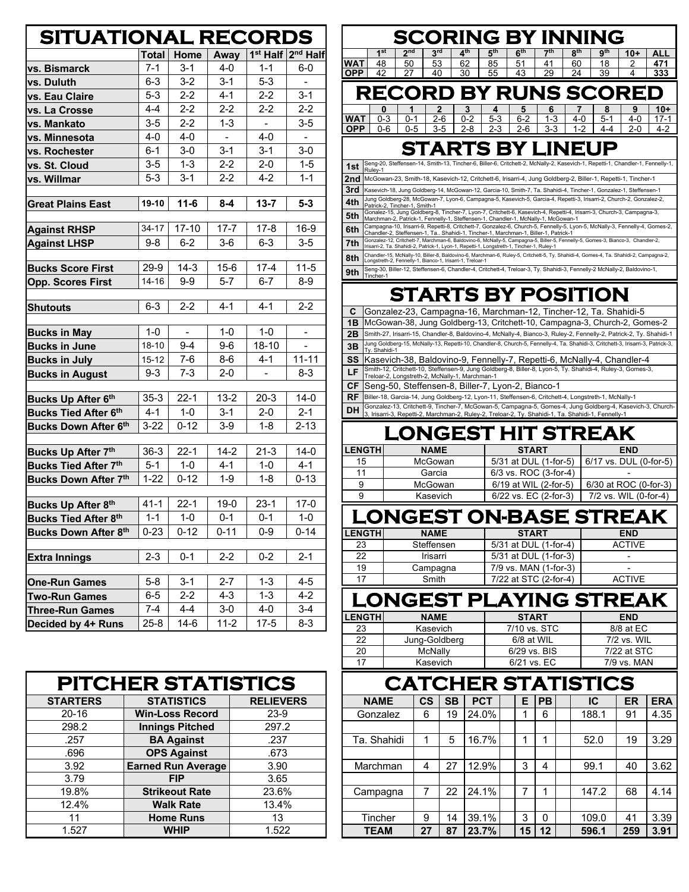# SITUATIONAL RECORDS

| | Total | Home | Away | 1st Half | 2nd Half |
|---|---|---|---|---|---|
| vs. Bismarck | 7-1 | 3-1 | 4-0 | 1-1 | 6-0 |
| vs. Duluth | 6-3 | 3-2 | 3-1 | 5-3 | - |
| vs. Eau Claire | 5-3 | 2-2 | 4-1 | 2-2 | 3-1 |
| vs. La Crosse | 4-4 | 2-2 | 2-2 | 2-2 | 2-2 |
| vs. Mankato | 3-5 | 2-2 | 1-3 | - | 3-5 |
| vs. Minnesota | 4-0 | 4-0 | - | 4-0 | - |
| vs. Rochester | 6-1 | 3-0 | 3-1 | 3-1 | 3-0 |
| vs. St. Cloud | 3-5 | 1-3 | 2-2 | 2-0 | 1-5 |
| vs. Willmar | 5-3 | 3-1 | 2-2 | 4-2 | 1-1 |
| | | | | | |
| Great Plains East | 19-10 | 11-6 | 8-4 | 13-7 | 5-3 |
| | | | | | |
| Against RHSP | 34-17 | 17-10 | 17-7 | 17-8 | 16-9 |
| Against LHSP | 9-8 | 6-2 | 3-6 | 6-3 | 3-5 |
| | | | | | |
| Bucks Score First | 29-9 | 14-3 | 15-6 | 17-4 | 11-5 |
| Opp. Scores First | 14-16 | 9-9 | 5-7 | 6-7 | 8-9 |
| | | | | | |
| Shutouts | 6-3 | 2-2 | 4-1 | 4-1 | 2-2 |
| | | | | | |
| Bucks in May | 1-0 | - | 1-0 | 1-0 | - |
| Bucks in June | 18-10 | 9-4 | 9-6 | 18-10 | - |
| Bucks in July | 15-12 | 7-6 | 8-6 | 4-1 | 11-11 |
| Bucks in August | 9-3 | 7-3 | 2-0 | - | 8-3 |
| | | | | | |
| Bucks Up After 6th | 35-3 | 22-1 | 13-2 | 20-3 | 14-0 |
| Bucks Tied After 6th | 4-1 | 1-0 | 3-1 | 2-0 | 2-1 |
| Bucks Down After 6th | 3-22 | 0-12 | 3-9 | 1-8 | 2-13 |
| | | | | | |
| Bucks Up After 7th | 36-3 | 22-1 | 14-2 | 21-3 | 14-0 |
| Bucks Tied After 7th | 5-1 | 1-0 | 4-1 | 1-0 | 4-1 |
| Bucks Down After 7th | 1-22 | 0-12 | 1-9 | 1-8 | 0-13 |
| | | | | | |
| Bucks Up After 8th | 41-1 | 22-1 | 19-0 | 23-1 | 17-0 |
| Bucks Tied After 8th | 1-1 | 1-0 | 0-1 | 0-1 | 1-0 |
| Bucks Down After 8th | 0-23 | 0-12 | 0-11 | 0-9 | 0-14 |
| | | | | | |
| Extra Innings | 2-3 | 0-1 | 2-2 | 0-2 | 2-1 |
| | | | | | |
| One-Run Games | 5-8 | 3-1 | 2-7 | 1-3 | 4-5 |
| Two-Run Games | 6-5 | 2-2 | 4-3 | 1-3 | 4-2 |
| Three-Run Games | 7-4 | 4-4 | 3-0 | 4-0 | 3-4 |
| Decided by 4+ Runs | 25-8 | 14-6 | 11-2 | 17-5 | 8-3 |

# PITCHER STATISTICS

| STARTERS | STATISTICS | RELIEVERS |
|---|---|---|
| 20-16 | Win-Loss Record | 23-9 |
| 298.2 | Innings Pitched | 297.2 |
| .257 | BA Against | .237 |
| .696 | OPS Against | .673 |
| 3.92 | Earned Run Average | 3.90 |
| 3.79 | FIP | 3.65 |
| 19.8% | Strikeout Rate | 23.6% |
| 12.4% | Walk Rate | 13.4% |
| 11 | Home Runs | 13 |
| 1.527 | WHIP | 1.522 |

# SCORING BY INNING

| | 1st | 2nd | 3rd | 4th | 5th | 6th | 7th | 8th | 9th | 10+ | ALL |
|---|---|---|---|---|---|---|---|---|---|---|---|
| WAT | 48 | 50 | 53 | 62 | 85 | 51 | 41 | 60 | 18 | 2 | 471 |
| OPP | 42 | 27 | 40 | 30 | 55 | 43 | 29 | 24 | 39 | 4 | 333 |

# RECORD BY RUNS SCORED

| | 0 | 1 | 2 | 3 | 4 | 5 | 6 | 7 | 8 | 9 | 10+ |
|---|---|---|---|---|---|---|---|---|---|---|---|
| WAT | 0-3 | 0-1 | 2-6 | 0-2 | 5-3 | 6-2 | 1-3 | 4-0 | 5-1 | 4-0 | 17-1 |
| OPP | 0-6 | 0-5 | 3-5 | 2-8 | 2-3 | 2-6 | 3-3 | 1-2 | 4-4 | 2-0 | 4-2 |

# STARTS BY LINEUP

| | |
|---|---|
| 1st | Seng-20, Steffensen-14, Smith-13, Tincher-6, Biller-6, Critchett-2, McNally-2, Kasevich-1, Repetti-1, Chandler-1, Fennelly-1, Ruley-1 |
| 2nd | McGowan-23, Smith-18, Kasevich-12, Critchett-6, Irisarri-4, Jung Goldberg-2, Biller-1, Repetti-1, Tincher-1 |
| 3rd | Kasevich-18, Jung Goldberg-14, McGowan-12, Garcia-10, Smith-7, Ta. Shahidi-4, Tincher-1, Gonzalez-1, Steffensen-1 |
| 4th | Jung Goldberg-28, McGowan-7, Lyon-6, Campagna-5, Kasevich-5, Garcia-4, Repetti-3, Irisarri-2, Church-2, Gonzalez-2, Patrick-2, Tincher-1, Smith-1 |
| 5th | Gonalez-15, Jung Goldberg-8, Tincher-7, Lyon-7, Critchett-6, Kasevich-4, Repetti-4, Irisarri-3, Church-3, Campagna-3, Marchman-2, Patrick-1, Fennelly-1, Steffensen-1, Chandler-1, McNally-1, McGowan-1 |
| 6th | Campagna-10, Irisarri-9, Repetti-8, Critchett-7, Gonzalez-6, Church-6, Fennelly-5, Lyon-5, McNally-4, Fennelly-4, Gomes-2, Chandler-2, Steffensen-1, Ta.. Shahidi-1, Tincher-1, Marchman-1, Biller-1, Patrick-1 |
| 7th | Gonzalez-12, Critchett-7, Marchman-6, Baldovino-6, McNally-5, Campagna-5, Biller-5, Fennelly-5, Gomes-3, Bianco-3, Chandler-2, Irisarri-2, Ta. Shahidi-2, Patrick-1, Lyon-1, Repetti-1, Longstreth-1, Tincher-1, Ruley-1 |
| 8th | Chandler-15, McNally-10, Biller-8, Baldovino-6, Marchman-6, Ruley-5, Critchett-5, Ty. Shahidi-4, Gomes-4, Ta. Shahidi-2, Campagna-2, Longstreth-2, Fennelly-1, Bianco-1, Irisarri-1, Treloar-1 |
| 9th | Seng-30, Biller-12, Steffensen-6, Chandler-4, Critchett-4, Treloar-3, Ty. Shahidi-3, Fennelly-2 McNally-2, Baldovino-1, Tincher-1 |

# STARTS BY POSITION

| | |
|---|---|
| C | Gonzalez-23, Campagna-16, Marchman-12, Tincher-12, Ta. Shahidi-5 |
| 1B | McGowan-38, Jung Goldberg-13, Critchett-10, Campagna-3, Church-2, Gomes-2 |
| 2B | Smith-27, Irisarri-15, Chandler-8, Baldovino-4, McNally-4, Bianco-3, Ruley-2, Fennelly-2, Patrick-2, Ty. Shahidi-1 |
| 3B | Jung Goldberg-15, McNally-13, Repetti-10, Chandler-8, Church-5, Fennelly-4, Ta. Shahidi-3, Critchett-3, Irisarri-3, Patrick-3, Ty. Shahidi-1 |
| SS | Kasevich-38, Baldovino-9, Fennelly-7, Repetti-6, McNally-4, Chandler-4 |
| LF | Smith-12, Critchett-10, Steffensen-9, Jung Goldberg-8, Biller-8, Lyon-5, Ty. Shahidi-4, Ruley-3, Gomes-3, Treloar-2, Longstreth-2, McNally-1, Marchman-1 |
| CF | Seng-50, Steffensen-8, Biller-7, Lyon-2, Bianco-1 |
| RF | Biller-18, Garcia-14, Jung Goldberg-12, Lyon-11, Steffensen-6, Critchett-4, Longstreth-1, McNally-1 |
| DH | Gonzalez-13, Critchett-9, Tincher-7, McGowan-5, Campagna-5, Gomes-4, Jung Goldberg-4, Kasevich-3, Church-3, Irisarri-3, Repetti-2, Marchman-2, Ruley-2, Treloar-2, Ty. Shahidi-1, Ta. Shahidi-1, Fennelly-1 |

# LONGEST HIT STREAK

| LENGTH | NAME | START | END |
|---|---|---|---|
| 15 | McGowan | 5/31 at DUL (1-for-5) | 6/17 vs. DUL (0-for-5) |
| 11 | Garcia | 6/3 vs. ROC (3-for-4) | - |
| 9 | McGowan | 6/19 at WIL (2-for-5) | 6/30 at ROC (0-for-3) |
| 9 | Kasevich | 6/22 vs. EC (2-for-3) | 7/2 vs. WIL (0-for-4) |

# LONGEST ON-BASE STREAK

| LENGTH | NAME | START | END |
|---|---|---|---|
| 23 | Steffensen | 5/31 at DUL (1-for-4) | ACTIVE |
| 22 | Irisarri | 5/31 at DUL (1-for-3) | - |
| 19 | Campagna | 7/9 vs. MAN (1-for-3) | - |
| 17 | Smith | 7/22 at STC (2-for-4) | ACTIVE |

# LONGEST PLAYING STREAK

| LENGTH | NAME | START | END |
|---|---|---|---|
| 23 | Kasevich | 7/10 vs. STC | 8/8 at EC |
| 22 | Jung-Goldberg | 6/8 at WIL | 7/2 vs. WIL |
| 20 | McNally | 6/29 vs. BIS | 7/22 at STC |
| 17 | Kasevich | 6/21 vs. EC | 7/9 vs. MAN |

# CATCHER STATISTICS

| NAME | CS | SB | PCT | E | PB | IC | ER | ERA |
|---|---|---|---|---|---|---|---|---|
| Gonzalez | 6 | 19 | 24.0% | 1 | 6 | 188.1 | 91 | 4.35 |
| Ta. Shahidi | 1 | 5 | 16.7% | 1 | 1 | 52.0 | 19 | 3.29 |
| Marchman | 4 | 27 | 12.9% | 3 | 4 | 99.1 | 40 | 3.62 |
| Campagna | 7 | 22 | 24.1% | 7 | 1 | 147.2 | 68 | 4.14 |
| Tincher | 9 | 14 | 39.1% | 3 | 0 | 109.0 | 41 | 3.39 |
| TEAM | 27 | 87 | 23.7% | 15 | 12 | 596.1 | 259 | 3.91 |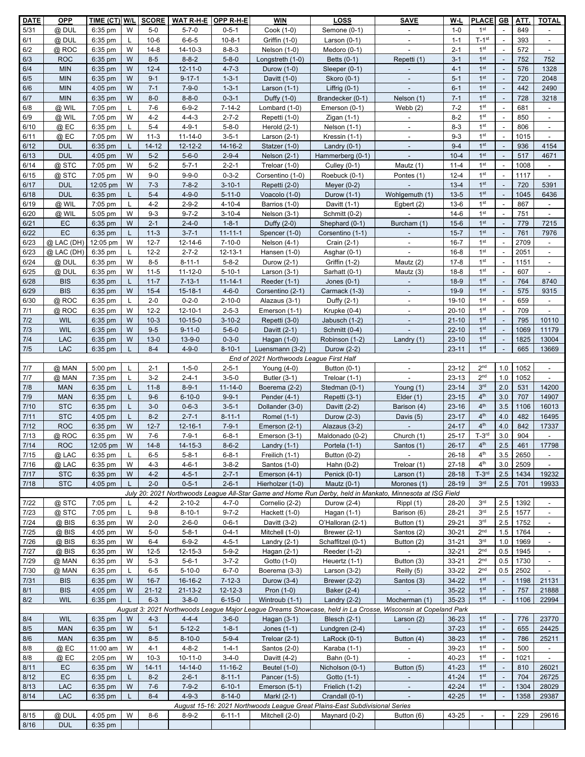| DATE | OPP | TIME (CT) | W/L | SCORE | WAT R-H-E | OPP R-H-E | WIN | LOSS | SAVE | W-L | PLACE | GB | ATT. | TOTAL |
|---|---|---|---|---|---|---|---|---|---|---|---|---|---|---|
| 5/31 | @ DUL | 6:35 pm | W | 5-0 | 5-7-0 | 0-5-1 | Cook (1-0) | Semone (0-1) | - | 1-0 | 1st | - | 849 | - |
| 6/1 | @ DUL | 6:35 pm | L | 10-6 | 6-6-5 | 10-8-1 | Griffin (1-0) | Larson (0-1) | - | 1-1 | T-1st | - | 393 | - |
| 6/2 | @ ROC | 6:35 pm | W | 14-8 | 14-10-3 | 8-8-3 | Nelson (1-0) | Medoro (0-1) | - | 2-1 | 1st | - | 572 | - |
| 6/3 | ROC | 6:35 pm | W | 8-5 | 8-8-2 | 5-8-0 | Longstreth (1-0) | Betts (0-1) | Repetti (1) | 3-1 | 1st | - | 752 | 752 |
| 6/4 | MIN | 6:35 pm | W | 12-4 | 12-11-0 | 4-7-3 | Durow (1-0) | Sleeper (0-1) | - | 4-1 | 1st | - | 576 | 1328 |
| 6/5 | MIN | 6:35 pm | W | 9-1 | 9-17-1 | 1-3-1 | Davitt (1-0) | Skoro (0-1) | - | 5-1 | 1st | - | 720 | 2048 |
| 6/6 | MIN | 4:05 pm | W | 7-1 | 7-9-0 | 1-3-1 | Larson (1-1) | Liffrig (0-1) | - | 6-1 | 1st | - | 442 | 2490 |
| 6/7 | MIN | 6:35 pm | W | 8-0 | 8-8-0 | 0-3-1 | Duffy (1-0) | Brandecker (0-1) | Nelson (1) | 7-1 | 1st | - | 728 | 3218 |
| 6/8 | @ WIL | 7:05 pm | L | 7-6 | 6-9-2 | 7-14-2 | Lombard (1-0) | Emerson (0-1) | Webb (2) | 7-2 | 1st | - | 681 | - |
| 6/9 | @ WIL | 7:05 pm | W | 4-2 | 4-4-3 | 2-7-2 | Repetti (1-0) | Zigan (1-1) | - | 8-2 | 1st | - | 850 | - |
| 6/10 | @ EC | 6:35 pm | L | 5-4 | 4-9-1 | 5-8-0 | Herold (2-1) | Nelson (1-1) | - | 8-3 | 1st | - | 806 | - |
| 6/11 | @ EC | 7:05 pm | W | 11-3 | 11-14-0 | 3-5-1 | Larson (2-1) | Kressin (1-1) | - | 9-3 | 1st | - | 1015 | - |
| 6/12 | DUL | 6:35 pm | L | 14-12 | 12-12-2 | 14-16-2 | Statzer (1-0) | Landry (0-1) | - | 9-4 | 1st | - | 936 | 4154 |
| 6/13 | DUL | 4:05 pm | W | 5-2 | 5-6-0 | 2-9-4 | Nelson (2-1) | Hammerberg (0-1) | - | 10-4 | 1st | - | 517 | 4671 |
| 6/14 | @ STC | 7:05 pm | W | 5-2 | 5-7-1 | 2-2-1 | Treloar (1-0) | Culley (0-1) | Mautz (1) | 11-4 | 1st | - | 1008 | - |
| 6/15 | @ STC | 7:05 pm | W | 9-0 | 9-9-0 | 0-3-2 | Corsentino (1-0) | Roebuck (0-1) | Pontes (1) | 12-4 | 1st | - | 1117 | - |
| 6/17 | DUL | 12:05 pm | W | 7-3 | 7-8-2 | 3-10-1 | Repetti (2-0) | Meyer (0-2) | - | 13-4 | 1st | - | 720 | 5391 |
| 6/18 | DUL | 6:35 pm | L | 5-4 | 4-9-0 | 5-11-0 | Voacolo (1-0) | Durow (1-1) | Wohlgemuth (1) | 13-5 | 1st | - | 1045 | 6436 |
| 6/19 | @ WIL | 7:05 pm | L | 4-2 | 2-9-2 | 4-10-4 | Barrios (1-0) | Davitt (1-1) | Egbert (2) | 13-6 | 1st | - | 867 | - |
| 6/20 | @ WIL | 5:05 pm | W | 9-3 | 9-7-2 | 3-10-4 | Nelson (3-1) | Schmitt (0-2) | - | 14-6 | 1st | - | 751 | - |
| 6/21 | EC | 6:35 pm | W | 2-1 | 2-4-0 | 1-8-1 | Duffy (2-0) | Shephard (0-1) | Burcham (1) | 15-6 | 1st | - | 779 | 7215 |
| 6/22 | EC | 6:35 pm | L | 11-3 | 3-7-1 | 11-11-1 | Spencer (1-0) | Corsentino (1-1) | - | 15-7 | 1st | - | 761 | 7976 |
| 6/23 | @ LAC (DH) | 12:05 pm | W | 12-7 | 12-14-6 | 7-10-0 | Nelson (4-1) | Crain (2-1) | - | 16-7 | 1st | - | 2709 | - |
| 6/23 | @ LAC (DH) | 6:35 pm | L | 12-2 | 2-7-2 | 12-13-1 | Hansen (1-0) | Asghar (0-1) | - | 16-8 | 1st | - | 2051 | - |
| 6/24 | @ DUL | 6:35 pm | W | 8-5 | 8-11-1 | 5-8-2 | Durow (2-1) | Griffin (1-2) | Mautz (2) | 17-8 | 1st | - | 1151 | - |
| 6/25 | @ DUL | 6:35 pm | W | 11-5 | 11-12-0 | 5-10-1 | Larson (3-1) | Sarhatt (0-1) | Mautz (3) | 18-8 | 1st | - | 607 | - |
| 6/28 | BIS | 6:35 pm | L | 11-7 | 7-13-1 | 11-14-1 | Reeder (1-1) | Jones (0-1) | - | 18-9 | 1st | - | 764 | 8740 |
| 6/29 | BIS | 6:35 pm | W | 15-4 | 15-18-1 | 4-6-0 | Corsentino (2-1) | Carmack (1-3) | - | 19-9 | 1st | - | 575 | 9315 |
| 6/30 | @ ROC | 6:35 pm | L | 2-0 | 0-2-0 | 2-10-0 | Alazaus (3-1) | Duffy (2-1) | - | 19-10 | 1st | - | 659 | - |
| 7/1 | @ ROC | 6:35 pm | W | 12-2 | 12-10-1 | 2-5-3 | Emerson (1-1) | Krupke (0-4) | - | 20-10 | 1st | - | 709 | - |
| 7/2 | WIL | 6:35 pm | W | 10-3 | 10-15-0 | 3-10-2 | Repetti (3-0) | Jabusch (1-2) | - | 21-10 | 1st | - | 795 | 10110 |
| 7/3 | WIL | 6:35 pm | W | 9-5 | 9-11-0 | 5-6-0 | Davitt (2-1) | Schmitt (0-4) | - | 22-10 | 1st | - | 1069 | 11179 |
| 7/4 | LAC | 6:35 pm | W | 13-0 | 13-9-0 | 0-3-0 | Hagan (1-0) | Robinson (1-2) | Landry (1) | 23-10 | 1st | - | 1825 | 13004 |
| 7/5 | LAC | 6:35 pm | L | 8-4 | 4-9-0 | 8-10-1 | Luensmann (3-2) | Durow (2-2) | - | 23-11 | 1st | - | 665 | 13669 |
| *End of 2021 Northwoods League First Half* | | | | | | | | | | | | | | |
| 7/7 | @ MAN | 5:00 pm | L | 2-1 | 1-5-0 | 2-5-1 | Young (4-0) | Button (0-1) | - | 23-12 | 2nd | 1.0 | 1052 | - |
| 7/7 | @ MAN | 7:35 pm | L | 3-2 | 2-4-1 | 3-5-0 | Butler (3-1) | Treloar (1-1) | - | 23-13 | 2nd | 1.0 | 1052 | - |
| 7/8 | MAN | 6:35 pm | L | 11-8 | 8-9-1 | 11-14-0 | Boerema (2-2) | Stedman (0-1) | Young (1) | 23-14 | 3rd | 2.0 | 531 | 14200 |
| 7/9 | MAN | 6:35 pm | L | 9-6 | 6-10-0 | 9-9-1 | Pender (4-1) | Repetti (3-1) | Elder (1) | 23-15 | 4th | 3.0 | 707 | 14907 |
| 7/10 | STC | 6:35 pm | L | 3-0 | 0-6-3 | 3-5-1 | Dollander (3-0) | Davitt (2-2) | Barison (4) | 23-16 | 4th | 3.5 | 1106 | 16013 |
| 7/11 | STC | 4:05 pm | L | 8-2 | 2-7-1 | 8-11-1 | Romel (1-1) | Durow (2-3) | Davis (5) | 23-17 | 4th | 4.0 | 482 | 16495 |
| 7/12 | ROC | 6:35 pm | W | 12-7 | 12-16-1 | 7-9-1 | Emerson (2-1) | Alazaus (3-2) | - | 24-17 | 4th | 4.0 | 842 | 17337 |
| 7/13 | @ ROC | 6:35 pm | W | 7-6 | 7-9-1 | 6-8-1 | Emerson (3-1) | Maldonado (0-2) | Church (1) | 25-17 | T-3rd | 3.0 | 904 | - |
| 7/14 | ROC | 12:05 pm | W | 14-8 | 14-15-3 | 8-6-2 | Landry (1-1) | Portela (1-1) | Santos (1) | 26-17 | 4th | 2.5 | 461 | 17798 |
| 7/15 | @ LAC | 6:35 pm | L | 6-5 | 5-8-1 | 6-8-1 | Freilich (1-1) | Button (0-2) | - | 26-18 | 4th | 3.5 | 2650 | - |
| 7/16 | @ LAC | 6:35 pm | W | 4-3 | 4-6-1 | 3-8-2 | Santos (1-0) | Hahn (0-2) | Treloar (1) | 27-18 | 4th | 3.0 | 2509 | - |
| 7/17 | STC | 6:35 pm | W | 4-2 | 4-5-1 | 2-7-1 | Emerson (4-1) | Penick (0-1) | Larson (1) | 28-18 | T-3rd | 2.5 | 1434 | 19232 |
| 7/18 | STC | 4:05 pm | L | 2-0 | 0-5-1 | 2-6-1 | Hierholzer (1-0) | Mautz (0-1) | Morones (1) | 28-19 | 3rd | 2.5 | 701 | 19933 |
| *July 20: 2021 Northwoods League All-Star Game and Home Run Derby, held in Mankato, Minnesota at ISG Field* | | | | | | | | | | | | | | |
| 7/22 | @ STC | 7:05 pm | L | 4-2 | 2-10-2 | 4-7-0 | Cornelio (2-2) | Durow (2-4) | Rippl (1) | 28-20 | 3rd | 2.5 | 1392 | - |
| 7/23 | @ STC | 7:05 pm | L | 9-8 | 8-10-1 | 9-7-2 | Hackett (1-0) | Hagan (1-1) | Barison (6) | 28-21 | 3rd | 2.5 | 1577 | - |
| 7/24 | @ BIS | 6:35 pm | W | 2-0 | 2-6-0 | 0-6-1 | Davitt (3-2) | O'Halloran (2-1) | Button (1) | 29-21 | 3rd | 2.5 | 1752 | - |
| 7/25 | @ BIS | 4:05 pm | W | 5-0 | 5-8-1 | 0-4-1 | Mitchell (1-0) | Brewer (2-1) | Santos (2) | 30-21 | 2nd | 1.5 | 1764 | - |
| 7/26 | @ BIS | 6:35 pm | W | 6-4 | 6-9-2 | 4-5-1 | Landry (2-1) | Schaffitzel (0-1) | Button (2) | 31-21 | 3rd | 1.0 | 1969 | - |
| 7/27 | @ BIS | 6:35 pm | W | 12-5 | 12-15-3 | 5-9-2 | Hagan (2-1) | Reeder (1-2) | - | 32-21 | 2nd | 0.5 | 1945 | - |
| 7/29 | @ MAN | 6:35 pm | W | 5-3 | 5-6-1 | 3-7-2 | Gotto (1-0) | Heuertz (1-1) | Button (3) | 33-21 | 2nd | 0.5 | 1730 | - |
| 7/30 | @ MAN | 6:35 pm | L | 6-5 | 5-10-0 | 6-7-0 | Boerema (3-3) | Larson (3-2) | Reilly (5) | 33-22 | 2nd | 0.5 | 2502 | - |
| 7/31 | BIS | 6:35 pm | W | 16-7 | 16-16-2 | 7-12-3 | Durow (3-4) | Brewer (2-2) | Santos (3) | 34-22 | 1st | - | 1198 | 21131 |
| 8/1 | BIS | 4:05 pm | W | 21-12 | 21-13-2 | 12-12-3 | Pron (1-0) | Baker (2-4) | - | 35-22 | 1st | - | 757 | 21888 |
| 8/2 | WIL | 6:35 pm | L | 6-3 | 3-8-0 | 6-15-0 | Wintroub (1-1) | Landry (2-2) | Mocherman (1) | 35-23 | 1st | - | 1106 | 22994 |
| *August 3: 2021 Northwoods League Major League Dreams Showcase, held in La Crosse, Wisconsin at Copeland Park* | | | | | | | | | | | | | | |
| 8/4 | WIL | 6:35 pm | W | 4-3 | 4-4-4 | 3-6-0 | Hagan (3-1) | Blesch (2-1) | Larson (2) | 36-23 | 1st | - | 776 | 23770 |
| 8/5 | MAN | 6:35 pm | W | 5-1 | 5-12-2 | 1-8-1 | Jones (1-1) | Lundgren (2-4) | - | 37-23 | 1st | - | 655 | 24425 |
| 8/6 | MAN | 6:35 pm | W | 8-5 | 8-10-0 | 5-9-4 | Treloar (2-1) | LaRock (0-1) | Button (4) | 38-23 | 1st | - | 786 | 25211 |
| 8/8 | @ EC | 11:00 am | W | 4-1 | 4-8-2 | 1-4-1 | Santos (2-0) | Karaba (1-1) | - | 39-23 | 1st | - | 500 | - |
| 8/8 | @ EC | 2:05 pm | W | 10-3 | 10-11-0 | 3-4-0 | Davitt (4-2) | Bahn (0-1) | - | 40-23 | 1st | - | 1021 | - |
| 8/11 | EC | 6:35 pm | W | 14-11 | 14-14-0 | 11-16-2 | Beutel (1-0) | Nicholson (0-1) | Button (5) | 41-23 | 1st | - | 810 | 26021 |
| 8/12 | EC | 6:35 pm | L | 8-2 | 2-6-1 | 8-11-1 | Pancer (1-5) | Gotto (1-1) | - | 41-24 | 1st | - | 704 | 26725 |
| 8/13 | LAC | 6:35 pm | W | 7-6 | 7-9-2 | 6-10-1 | Emerson (5-1) | Frielich (1-2) | - | 42-24 | 1st | - | 1304 | 28029 |
| 8/14 | LAC | 6:35 pm | L | 8-4 | 4-9-3 | 8-14-0 | Markl (2-1) | Crandall (0-1) | - | 42-25 | 1st | - | 1358 | 29387 |
| *August 15-16: 2021 Northwoods League Great Plains-East Subdivisional Series* | | | | | | | | | | | | | | |
| 8/15 | @ DUL | 4:05 pm | W | 8-6 | 8-9-2 | 6-11-1 | Mitchell (2-0) | Maynard (0-2) | Button (6) | 43-25 | - | - | 229 | 29616 |
| 8/16 | DUL | 6:35 pm | | | | | | | | | | | | |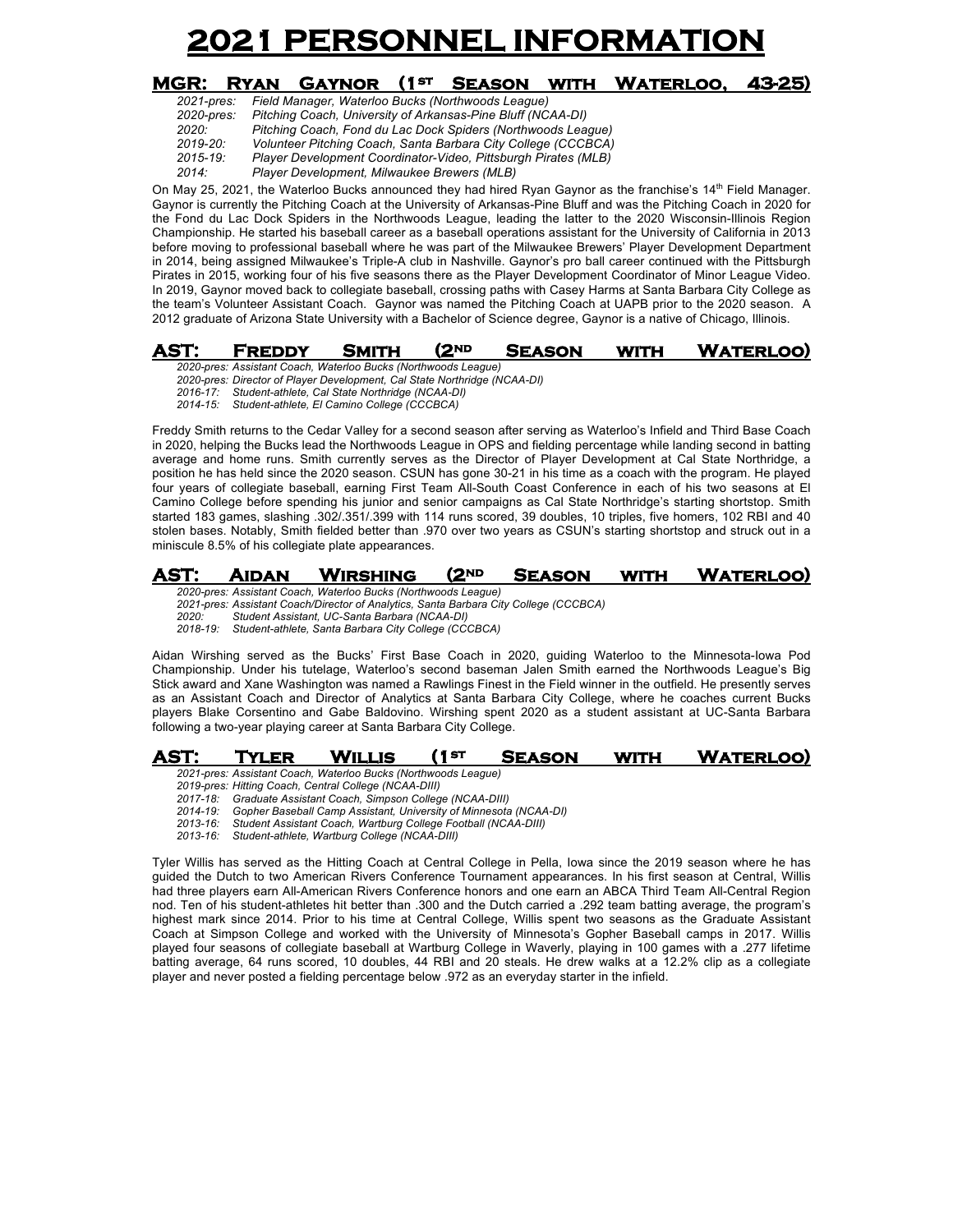# 2021 PERSONNEL INFORMATION

## MGR: Ryan Gaynor (1st Season with Waterloo, 43-25)

*2021-pres: Field Manager, Waterloo Bucks (Northwoods League)*
*2020-pres: Pitching Coach, University of Arkansas-Pine Bluff (NCAA-DI)*
*2020: Pitching Coach, Fond du Lac Dock Spiders (Northwoods League)*
*2019-20: Volunteer Pitching Coach, Santa Barbara City College (CCCBCA)*
*2015-19: Player Development Coordinator-Video, Pittsburgh Pirates (MLB)*
*2014: Player Development, Milwaukee Brewers (MLB)*

On May 25, 2021, the Waterloo Bucks announced they had hired Ryan Gaynor as the franchise's 14th Field Manager. Gaynor is currently the Pitching Coach at the University of Arkansas-Pine Bluff and was the Pitching Coach in 2020 for the Fond du Lac Dock Spiders in the Northwoods League, leading the latter to the 2020 Wisconsin-Illinois Region Championship. He started his baseball career as a baseball operations assistant for the University of California in 2013 before moving to professional baseball where he was part of the Milwaukee Brewers' Player Development Department in 2014, being assigned Milwaukee's Triple-A club in Nashville. Gaynor's pro ball career continued with the Pittsburgh Pirates in 2015, working four of his five seasons there as the Player Development Coordinator of Minor League Video. In 2019, Gaynor moved back to collegiate baseball, crossing paths with Casey Harms at Santa Barbara City College as the team's Volunteer Assistant Coach. Gaynor was named the Pitching Coach at UAPB prior to the 2020 season. A 2012 graduate of Arizona State University with a Bachelor of Science degree, Gaynor is a native of Chicago, Illinois.

## AST: Freddy Smith (2nd Season with Waterloo)

*2020-pres: Assistant Coach, Waterloo Bucks (Northwoods League)*
*2020-pres: Director of Player Development, Cal State Northridge (NCAA-DI)*
*2016-17: Student-athlete, Cal State Northridge (NCAA-DI)*
*2014-15: Student-athlete, El Camino College (CCCBCA)*

Freddy Smith returns to the Cedar Valley for a second season after serving as Waterloo's Infield and Third Base Coach in 2020, helping the Bucks lead the Northwoods League in OPS and fielding percentage while landing second in batting average and home runs. Smith currently serves as the Director of Player Development at Cal State Northridge, a position he has held since the 2020 season. CSUN has gone 30-21 in his time as a coach with the program. He played four years of collegiate baseball, earning First Team All-South Coast Conference in each of his two seasons at El Camino College before spending his junior and senior campaigns as Cal State Northridge's starting shortstop. Smith started 183 games, slashing .302/.351/.399 with 114 runs scored, 39 doubles, 10 triples, five homers, 102 RBI and 40 stolen bases. Notably, Smith fielded better than .970 over two years as CSUN's starting shortstop and struck out in a miniscule 8.5% of his collegiate plate appearances.

## AST: Aidan Wirshing (2nd Season with Waterloo)

*2020-pres: Assistant Coach, Waterloo Bucks (Northwoods League)*
*2021-pres: Assistant Coach/Director of Analytics, Santa Barbara City College (CCCBCA)*
*2020: Student Assistant, UC-Santa Barbara (NCAA-DI)*
*2018-19: Student-athlete, Santa Barbara City College (CCCBCA)*

Aidan Wirshing served as the Bucks' First Base Coach in 2020, guiding Waterloo to the Minnesota-Iowa Pod Championship. Under his tutelage, Waterloo's second baseman Jalen Smith earned the Northwoods League's Big Stick award and Xane Washington was named a Rawlings Finest in the Field winner in the outfield. He presently serves as an Assistant Coach and Director of Analytics at Santa Barbara City College, where he coaches current Bucks players Blake Corsentino and Gabe Baldovino. Wirshing spent 2020 as a student assistant at UC-Santa Barbara following a two-year playing career at Santa Barbara City College.

## AST: Tyler Willis (1st Season with Waterloo)

*2021-pres: Assistant Coach, Waterloo Bucks (Northwoods League)*
*2019-pres: Hitting Coach, Central College (NCAA-DIII)*
*2017-18: Graduate Assistant Coach, Simpson College (NCAA-DIII)*
*2014-19: Gopher Baseball Camp Assistant, University of Minnesota (NCAA-DI)*
*2013-16: Student Assistant Coach, Wartburg College Football (NCAA-DIII)*
*2013-16: Student-athlete, Wartburg College (NCAA-DIII)*

Tyler Willis has served as the Hitting Coach at Central College in Pella, Iowa since the 2019 season where he has guided the Dutch to two American Rivers Conference Tournament appearances. In his first season at Central, Willis had three players earn All-American Rivers Conference honors and one earn an ABCA Third Team All-Central Region nod. Ten of his student-athletes hit better than .300 and the Dutch carried a .292 team batting average, the program's highest mark since 2014. Prior to his time at Central College, Willis spent two seasons as the Graduate Assistant Coach at Simpson College and worked with the University of Minnesota's Gopher Baseball camps in 2017. Willis played four seasons of collegiate baseball at Wartburg College in Waverly, playing in 100 games with a .277 lifetime batting average, 64 runs scored, 10 doubles, 44 RBI and 20 steals. He drew walks at a 12.2% clip as a collegiate player and never posted a fielding percentage below .972 as an everyday starter in the infield.